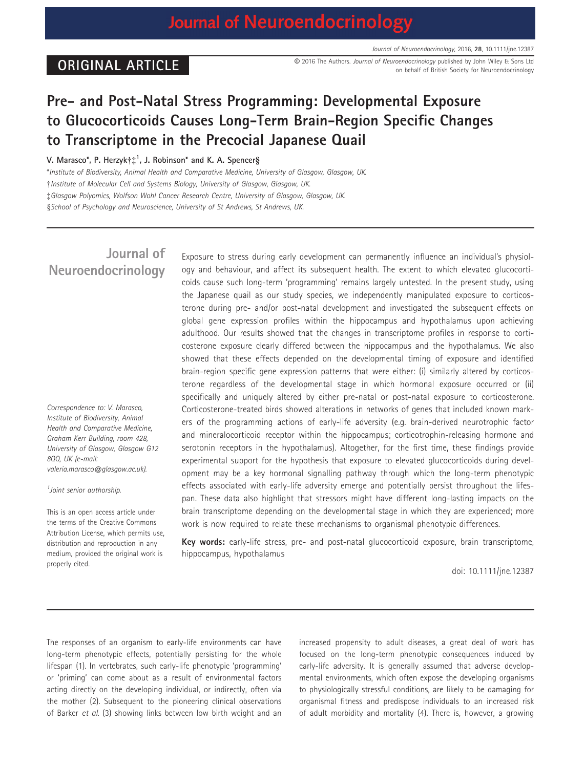ORIGINAL ARTICLE

© 2016 The Authors. *Journal of Neuroendocrinology* published by John Wiley & Sons Ltd on behalf of British Society for Neuroendocrinology

# Pre- and Post-Natal Stress Programming: Developmental Exposure to Glucocorticoids Causes Long-Term Brain-Region Specific Changes to Transcriptome in the Precocial Japanese Quail

V. Marasco*, P. Herzyk†‡[1], J. Robinson* and K. A. Spencer§

*Institute of Biodiversity, Animal Health and Comparative Medicine, University of Glasgow, Glasgow, UK.
†Institute of Molecular Cell and Systems Biology, University of Glasgow, Glasgow, UK.
‡Glasgow Polyomics, Wolfson Wohl Cancer Research Centre, University of Glasgow, Glasgow, UK.
§School of Psychology and Neuroscience, University of St Andrews, St Andrews, UK.

*Correspondence to: V. Marasco, Institute of Biodiversity, Animal Health and Comparative Medicine, Graham Kerr Building, room 428, University of Glasgow, Glasgow G12 8QQ, UK (e-mail: valeria.marasco@glasgow.ac.uk).*

*[1]Joint senior authorship.*

This is an open access article under the terms of the Creative Commons Attribution License, which permits use, distribution and reproduction in any medium, provided the original work is properly cited.

Exposure to stress during early development can permanently influence an individual's physiology and behaviour, and affect its subsequent health. The extent to which elevated glucocorticoids cause such long-term 'programming' remains largely untested. In the present study, using the Japanese quail as our study species, we independently manipulated exposure to corticosterone during pre- and/or post-natal development and investigated the subsequent effects on global gene expression profiles within the hippocampus and hypothalamus upon achieving adulthood. Our results showed that the changes in transcriptome profiles in response to corticosterone exposure clearly differed between the hippocampus and the hypothalamus. We also showed that these effects depended on the developmental timing of exposure and identified brain-region specific gene expression patterns that were either: (i) similarly altered by corticosterone regardless of the developmental stage in which hormonal exposure occurred or (ii) specifically and uniquely altered by either pre-natal or post-natal exposure to corticosterone. Corticosterone-treated birds showed alterations in networks of genes that included known markers of the programming actions of early-life adversity (e.g. brain-derived neurotrophic factor and mineralocorticoid receptor within the hippocampus; corticotrophin-releasing hormone and serotonin receptors in the hypothalamus). Altogether, for the first time, these findings provide experimental support for the hypothesis that exposure to elevated glucocorticoids during development may be a key hormonal signalling pathway through which the long-term phenotypic effects associated with early-life adversity emerge and potentially persist throughout the lifespan. These data also highlight that stressors might have different long-lasting impacts on the brain transcriptome depending on the developmental stage in which they are experienced; more work is now required to relate these mechanisms to organismal phenotypic differences.

**Key words:** early-life stress, pre- and post-natal glucocorticoid exposure, brain transcriptome, hippocampus, hypothalamus

doi: 10.1111/jne.12387

The responses of an organism to early-life environments can have long-term phenotypic effects, potentially persisting for the whole lifespan (1). In vertebrates, such early-life phenotypic 'programming' or 'priming' can come about as a result of environmental factors acting directly on the developing individual, or indirectly, often via the mother (2). Subsequent to the pioneering clinical observations of Barker *et al.* (3) showing links between low birth weight and an increased propensity to adult diseases, a great deal of work has focused on the long-term phenotypic consequences induced by early-life adversity. It is generally assumed that adverse developmental environments, which often expose the developing organisms to physiologically stressful conditions, are likely to be damaging for organismal fitness and predispose individuals to an increased risk of adult morbidity and mortality (4). There is, however, a growing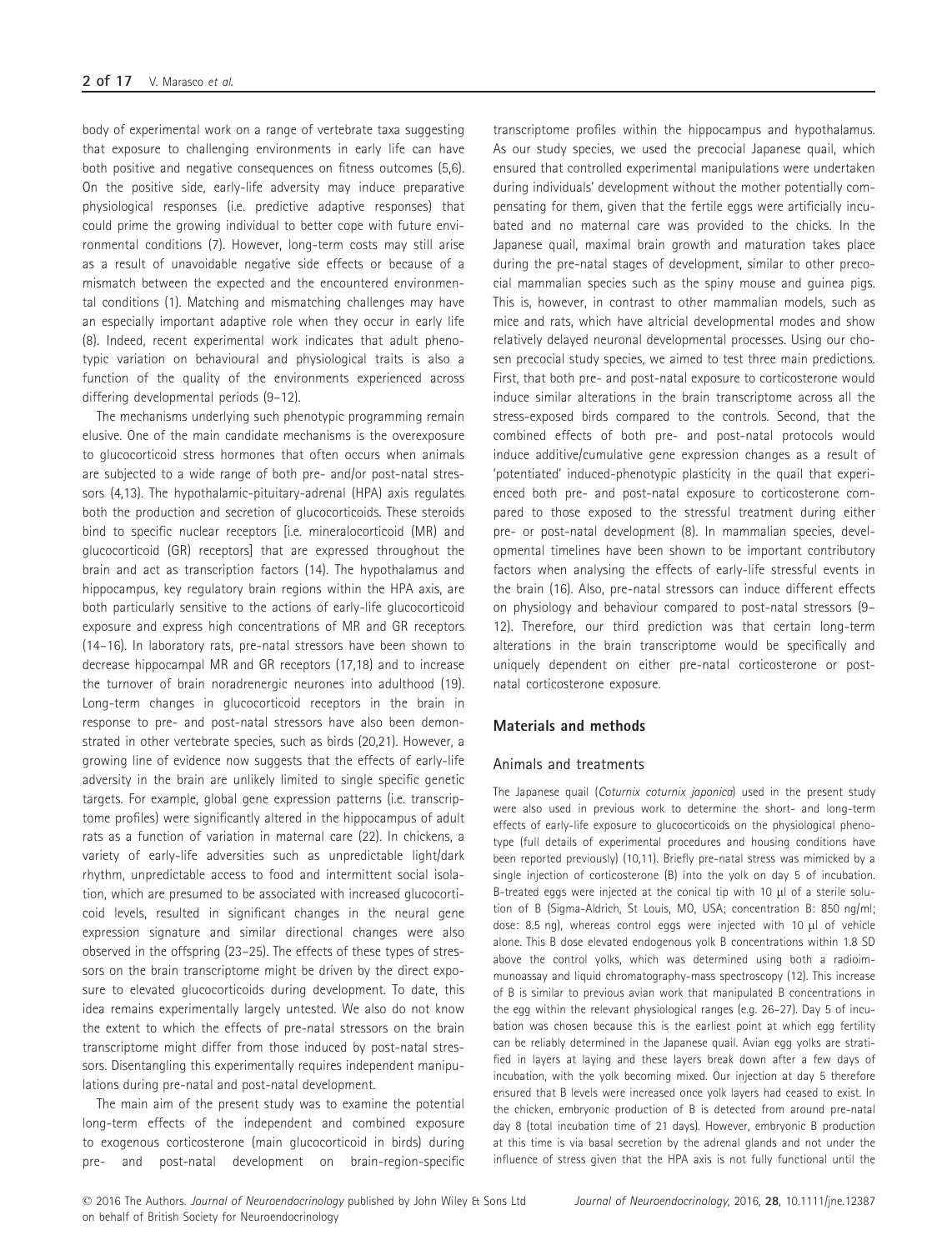body of experimental work on a range of vertebrate taxa suggesting that exposure to challenging environments in early life can have both positive and negative consequences on fitness outcomes (5,6). On the positive side, early-life adversity may induce preparative physiological responses (i.e. predictive adaptive responses) that could prime the growing individual to better cope with future environmental conditions (7). However, long-term costs may still arise as a result of unavoidable negative side effects or because of a mismatch between the expected and the encountered environmental conditions (1). Matching and mismatching challenges may have an especially important adaptive role when they occur in early life (8). Indeed, recent experimental work indicates that adult phenotypic variation on behavioural and physiological traits is also a function of the quality of the environments experienced across differing developmental periods (9–12).

The mechanisms underlying such phenotypic programming remain elusive. One of the main candidate mechanisms is the overexposure to glucocorticoid stress hormones that often occurs when animals are subjected to a wide range of both pre- and/or post-natal stressors (4,13). The hypothalamic-pituitary-adrenal (HPA) axis regulates both the production and secretion of glucocorticoids. These steroids bind to specific nuclear receptors [i.e. mineralocorticoid (MR) and glucocorticoid (GR) receptors] that are expressed throughout the brain and act as transcription factors (14). The hypothalamus and hippocampus, key regulatory brain regions within the HPA axis, are both particularly sensitive to the actions of early-life glucocorticoid exposure and express high concentrations of MR and GR receptors (14–16). In laboratory rats, pre-natal stressors have been shown to decrease hippocampal MR and GR receptors (17,18) and to increase the turnover of brain noradrenergic neurones into adulthood (19). Long-term changes in glucocorticoid receptors in the brain in response to pre- and post-natal stressors have also been demonstrated in other vertebrate species, such as birds (20,21). However, a growing line of evidence now suggests that the effects of early-life adversity in the brain are unlikely limited to single specific genetic targets. For example, global gene expression patterns (i.e. transcriptome profiles) were significantly altered in the hippocampus of adult rats as a function of variation in maternal care (22). In chickens, a variety of early-life adversities such as unpredictable light/dark rhythm, unpredictable access to food and intermittent social isolation, which are presumed to be associated with increased glucocorticoid levels, resulted in significant changes in the neural gene expression signature and similar directional changes were also observed in the offspring (23–25). The effects of these types of stressors on the brain transcriptome might be driven by the direct exposure to elevated glucocorticoids during development. To date, this idea remains experimentally largely untested. We also do not know the extent to which the effects of pre-natal stressors on the brain transcriptome might differ from those induced by post-natal stressors. Disentangling this experimentally requires independent manipulations during pre-natal and post-natal development.

The main aim of the present study was to examine the potential long-term effects of the independent and combined exposure to exogenous corticosterone (main glucocorticoid in birds) during pre- and post-natal development on brain-region-specific transcriptome profiles within the hippocampus and hypothalamus. As our study species, we used the precocial Japanese quail, which ensured that controlled experimental manipulations were undertaken during individuals' development without the mother potentially compensating for them, given that the fertile eggs were artificially incubated and no maternal care was provided to the chicks. In the Japanese quail, maximal brain growth and maturation takes place during the pre-natal stages of development, similar to other precocial mammalian species such as the spiny mouse and guinea pigs. This is, however, in contrast to other mammalian models, such as mice and rats, which have altricial developmental modes and show relatively delayed neuronal developmental processes. Using our chosen precocial study species, we aimed to test three main predictions. First, that both pre- and post-natal exposure to corticosterone would induce similar alterations in the brain transcriptome across all the stress-exposed birds compared to the controls. Second, that the combined effects of both pre- and post-natal protocols would induce additive/cumulative gene expression changes as a result of 'potentiated' induced-phenotypic plasticity in the quail that experienced both pre- and post-natal exposure to corticosterone compared to those exposed to the stressful treatment during either pre- or post-natal development (8). In mammalian species, developmental timelines have been shown to be important contributory factors when analysing the effects of early-life stressful events in the brain (16). Also, pre-natal stressors can induce different effects on physiology and behaviour compared to post-natal stressors (9–12). Therefore, our third prediction was that certain long-term alterations in the brain transcriptome would be specifically and uniquely dependent on either pre-natal corticosterone or post-natal corticosterone exposure.

## Materials and methods

### Animals and treatments

The Japanese quail (*Coturnix coturnix japonica*) used in the present study were also used in previous work to determine the short- and long-term effects of early-life exposure to glucocorticoids on the physiological phenotype (full details of experimental procedures and housing conditions have been reported previously) (10,11). Briefly pre-natal stress was mimicked by a single injection of corticosterone (B) into the yolk on day 5 of incubation. B-treated eggs were injected at the conical tip with 10 μl of a sterile solution of B (Sigma-Aldrich, St Louis, MO, USA; concentration B: 850 ng/ml; dose: 8.5 ng), whereas control eggs were injected with 10 μl of vehicle alone. This B dose elevated endogenous yolk B concentrations within 1.8 SD above the control yolks, which was determined using both a radioimmunoassay and liquid chromatography-mass spectroscopy (12). This increase of B is similar to previous avian work that manipulated B concentrations in the egg within the relevant physiological ranges (e.g. 26–27). Day 5 of incubation was chosen because this is the earliest point at which egg fertility can be reliably determined in the Japanese quail. Avian egg yolks are stratified in layers at laying and these layers break down after a few days of incubation, with the yolk becoming mixed. Our injection at day 5 therefore ensured that B levels were increased once yolk layers had ceased to exist. In the chicken, embryonic production of B is detected from around pre-natal day 8 (total incubation time of 21 days). However, embryonic B production at this time is via basal secretion by the adrenal glands and not under the influence of stress given that the HPA axis is not fully functional until the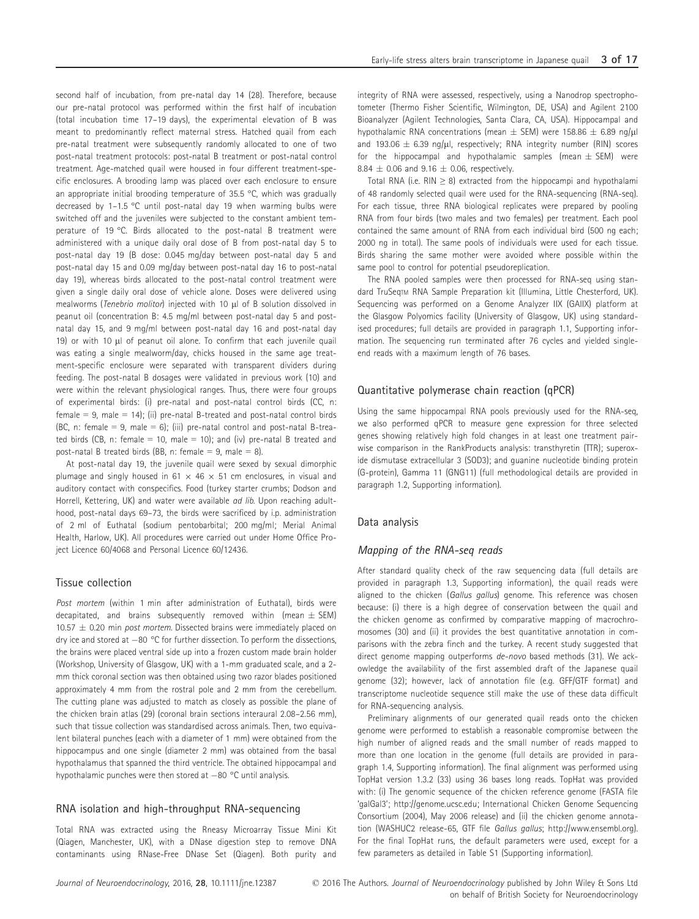second half of incubation, from pre-natal day 14 (28). Therefore, because our pre-natal protocol was performed within the first half of incubation (total incubation time 17–19 days), the experimental elevation of B was meant to predominantly reflect maternal stress. Hatched quail from each pre-natal treatment were subsequently randomly allocated to one of two post-natal treatment protocols: post-natal B treatment or post-natal control treatment. Age-matched quail were housed in four different treatment-specific enclosures. A brooding lamp was placed over each enclosure to ensure an appropriate initial brooding temperature of 35.5 °C, which was gradually decreased by 1–1.5 °C until post-natal day 19 when warming bulbs were switched off and the juveniles were subjected to the constant ambient temperature of 19 °C. Birds allocated to the post-natal B treatment were administered with a unique daily oral dose of B from post-natal day 5 to post-natal day 19 (B dose: 0.045 mg/day between post-natal day 5 and post-natal day 15 and 0.09 mg/day between post-natal day 16 to post-natal day 19), whereas birds allocated to the post-natal control treatment were given a single daily oral dose of vehicle alone. Doses were delivered using mealworms (*Tenebrio molitor*) injected with 10 μl of B solution dissolved in peanut oil (concentration B: 4.5 mg/ml between post-natal day 5 and post-natal day 15, and 9 mg/ml between post-natal day 16 and post-natal day 19) or with 10 μl of peanut oil alone. To confirm that each juvenile quail was eating a single mealworm/day, chicks housed in the same age treatment-specific enclosure were separated with transparent dividers during feeding. The post-natal B dosages were validated in previous work (10) and were within the relevant physiological ranges. Thus, there were four groups of experimental birds: (i) pre-natal and post-natal control birds (CC, n: female = 9, male = 14); (ii) pre-natal B-treated and post-natal control birds (BC, n: female = 9, male = 6); (iii) pre-natal control and post-natal B-treated birds (CB, n: female = 10, male = 10); and (iv) pre-natal B treated and post-natal B treated birds (BB, n: female = 9, male = 8).

At post-natal day 19, the juvenile quail were sexed by sexual dimorphic plumage and singly housed in 61 × 46 × 51 cm enclosures, in visual and auditory contact with conspecifics. Food (turkey starter crumbs; Dodson and Horrell, Kettering, UK) and water were available *ad lib*. Upon reaching adulthood, post-natal days 69–73, the birds were sacrificed by i.p. administration of 2 ml of Euthatal (sodium pentobarbital; 200 mg/ml; Merial Animal Health, Harlow, UK). All procedures were carried out under Home Office Project Licence 60/4068 and Personal Licence 60/12436.

## Tissue collection

*Post mortem* (within 1 min after administration of Euthatal), birds were decapitated, and brains subsequently removed within (mean ± SEM) 10.57 ± 0.20 min *post mortem*. Dissected brains were immediately placed on dry ice and stored at −80 °C for further dissection. To perform the dissections, the brains were placed ventral side up into a frozen custom made brain holder (Workshop, University of Glasgow, UK) with a 1-mm graduated scale, and a 2-mm thick coronal section was then obtained using two razor blades positioned approximately 4 mm from the rostral pole and 2 mm from the cerebellum. The cutting plane was adjusted to match as closely as possible the plane of the chicken brain atlas (29) (coronal brain sections interaural 2.08–2.56 mm), such that tissue collection was standardised across animals. Then, two equivalent bilateral punches (each with a diameter of 1 mm) were obtained from the hippocampus and one single (diameter 2 mm) was obtained from the basal hypothalamus that spanned the third ventricle. The obtained hippocampal and hypothalamic punches were then stored at −80 °C until analysis.

## RNA isolation and high-throughput RNA-sequencing

Total RNA was extracted using the Rneasy Microarray Tissue Mini Kit (Qiagen, Manchester, UK), with a DNase digestion step to remove DNA contaminants using RNase-Free DNase Set (Qiagen). Both purity and integrity of RNA were assessed, respectively, using a Nanodrop spectrophotometer (Thermo Fisher Scientific, Wilmington, DE, USA) and Agilent 2100 Bioanalyzer (Agilent Technologies, Santa Clara, CA, USA). Hippocampal and hypothalamic RNA concentrations (mean ± SEM) were 158.86 ± 6.89 ng/μl and 193.06 ± 6.39 ng/μl, respectively; RNA integrity number (RIN) scores for the hippocampal and hypothalamic samples (mean ± SEM) were 8.84 ± 0.06 and 9.16 ± 0.06, respectively.

Total RNA (i.e. RIN ≥ 8) extracted from the hippocampi and hypothalami of 48 randomly selected quail were used for the RNA-sequencing (RNA-seq). For each tissue, three RNA biological replicates were prepared by pooling RNA from four birds (two males and two females) per treatment. Each pool contained the same amount of RNA from each individual bird (500 ng each; 2000 ng in total). The same pools of individuals were used for each tissue. Birds sharing the same mother were avoided where possible within the same pool to control for potential pseudoreplication.

The RNA pooled samples were then processed for RNA-seq using standard TruSeq™ RNA Sample Preparation kit (Illumina, Little Chesterford, UK). Sequencing was performed on a Genome Analyzer IIX (GAIIX) platform at the Glasgow Polyomics facility (University of Glasgow, UK) using standardised procedures; full details are provided in paragraph 1.1, Supporting information. The sequencing run terminated after 76 cycles and yielded single-end reads with a maximum length of 76 bases.

## Quantitative polymerase chain reaction (qPCR)

Using the same hippocampal RNA pools previously used for the RNA-seq, we also performed qPCR to measure gene expression for three selected genes showing relatively high fold changes in at least one treatment pairwise comparison in the RankProducts analysis: transthyretin (TTR); superoxide dismutase extracellular 3 (SOD3); and guanine nucleotide binding protein (G-protein), Gamma 11 (GNG11) (full methodological details are provided in paragraph 1.2, Supporting information).

## Data analysis

### Mapping of the RNA-seq reads

After standard quality check of the raw sequencing data (full details are provided in paragraph 1.3, Supporting information), the quail reads were aligned to the chicken (*Gallus gallus*) genome. This reference was chosen because: (i) there is a high degree of conservation between the quail and the chicken genome as confirmed by comparative mapping of macrochromosomes (30) and (ii) it provides the best quantitative annotation in comparisons with the zebra finch and the turkey. A recent study suggested that direct genome mapping outperforms *de-novo* based methods (31). We acknowledge the availability of the first assembled draft of the Japanese quail genome (32); however, lack of annotation file (e.g. GFF/GTF format) and transcriptome nucleotide sequence still make the use of these data difficult for RNA-sequencing analysis.

Preliminary alignments of our generated quail reads onto the chicken genome were performed to establish a reasonable compromise between the high number of aligned reads and the small number of reads mapped to more than one location in the genome (full details are provided in paragraph 1.4, Supporting information). The final alignment was performed using TopHat version 1.3.2 (33) using 36 bases long reads. TopHat was provided with: (i) The genomic sequence of the chicken reference genome (FASTA file 'galGal3'; http://genome.ucsc.edu; International Chicken Genome Sequencing Consortium (2004), May 2006 release) and (ii) the chicken genome annotation (WASHUC2 release-65, GTF file *Gallus gallus*; http://www.ensembl.org). For the final TopHat runs, the default parameters were used, except for a few parameters as detailed in Table S1 (Supporting information).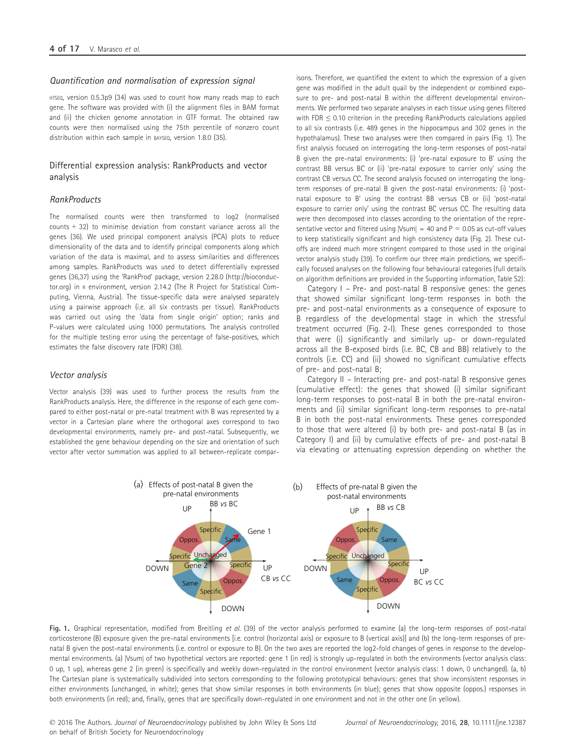### Quantification and normalisation of expression signal

HTSEQ, version 0.5.3p9 (34) was used to count how many reads map to each gene. The software was provided with (i) the alignment files in BAM format and (ii) the chicken genome annotation in GTF format. The obtained raw counts were then normalised using the 75th percentile of nonzero count distribution within each sample in BAYSEQ, version 1.8.0 (35).

## Differential expression analysis: RankProducts and vector analysis

### RankProducts

The normalised counts were then transformed to log2 (normalised counts + 32) to minimise deviation from constant variance across all the genes (36). We used principal component analysis (PCA) plots to reduce dimensionality of the data and to identify principal components along which variation of the data is maximal, and to assess similarities and differences among samples. RankProducts was used to detect differentially expressed genes (36,37) using the 'RankProd' package, version 2.28.0 (http://bioconductor.org) in R environment, version 2.14.2 (The R Project for Statistical Computing, Vienna, Austria). The tissue-specific data were analysed separately using a pairwise approach (i.e. all six contrasts per tissue). RankProducts was carried out using the 'data from single origin' option; ranks and P-values were calculated using 1000 permutations. The analysis controlled for the multiple testing error using the percentage of false-positives, which estimates the false discovery rate (FDR) (38).

### Vector analysis

Vector analysis (39) was used to further process the results from the RankProducts analysis. Here, the difference in the response of each gene compared to either post-natal or pre-natal treatment with B was represented by a vector in a Cartesian plane where the orthogonal axes correspond to two developmental environments, namely pre- and post-natal. Subsequently, we established the gene behaviour depending on the size and orientation of such vector after vector summation was applied to all between-replicate comparisons. Therefore, we quantified the extent to which the expression of a given gene was modified in the adult quail by the independent or combined exposure to pre- and post-natal B within the different developmental environments. We performed two separate analyses in each tissue using genes filtered with FDR ≤ 0.10 criterion in the preceding RankProducts calculations applied to all six contrasts (i.e. 489 genes in the hippocampus and 302 genes in the hypothalamus). These two analyses were then compared in pairs (Fig. 1). The first analysis focused on interrogating the long-term responses of post-natal B given the pre-natal environments: (i) 'pre-natal exposure to B' using the contrast BB versus BC or (ii) 'pre-natal exposure to carrier only' using the contrast CB versus CC. The second analysis focused on interrogating the long-term responses of pre-natal B given the post-natal environments: (i) 'post-natal exposure to B' using the contrast BB versus CB or (ii) 'post-natal exposure to carrier only' using the contrast BC versus CC. The resulting data were then decomposed into classes according to the orientation of the representative vector and filtered using |Vsum| = 40 and P = 0.05 as cut-off values to keep statistically significant and high consistency data (Fig. 2). These cut-offs are indeed much more stringent compared to those used in the original vector analysis study (39). To confirm our three main predictions, we specifically focused analyses on the following four behavioural categories (full details on algorithm definitions are provided in the Supporting information, Table S2):

Category I – Pre- and post-natal B responsive genes: the genes that showed similar significant long-term responses in both the pre- and post-natal environments as a consequence of exposure to B regardless of the developmental stage in which the stressful treatment occurred (Fig. 2-I). These genes corresponded to those that were (i) significantly and similarly up- or down-regulated across all the B-exposed birds (i.e. BC, CB and BB) relatively to the controls (i.e. CC) and (ii) showed no significant cumulative effects of pre- and post-natal B;

Category II – Interacting pre- and post-natal B responsive genes (cumulative effect): the genes that showed (i) similar significant long-term responses to post-natal B in both the pre-natal environments and (ii) similar significant long-term responses to pre-natal B in both the post-natal environments. These genes corresponded to those that were altered (i) by both pre- and post-natal B (as in Category I) and (ii) by cumulative effects of pre- and post-natal B via elevating or attenuating expression depending on whether the

**Fig. 1.** Graphical representation, modified from Breitling *et al.* (39) of the vector analysis performed to examine (a) the long-term responses of post-natal corticosterone (B) exposure given the pre-natal environments [i.e. control (horizontal axis) or exposure to B (vertical axis)] and (b) the long-term responses of pre-natal B given the post-natal environments (i.e. control or exposure to B). On the two axes are reported the log2-fold changes of genes in response to the developmental environments. (a) |Vsum| of two hypothetical vectors are reported: gene 1 (in red) is strongly up-regulated in both the environments (vector analysis class: 0 up, 1 up), whereas gene 2 (in green) is specifically and weekly down-regulated in the control environment (vector analysis class: 1 down, 0 unchanged). (a, b) The Cartesian plane is systematically subdivided into sectors corresponding to the following prototypical behaviours: genes that show inconsistent responses in either environments (unchanged, in white); genes that show similar responses in both environments (in blue); genes that show opposite (oppos.) responses in both environments (in red); and, finally, genes that are specifically down-regulated in one environment and not in the other one (in yellow).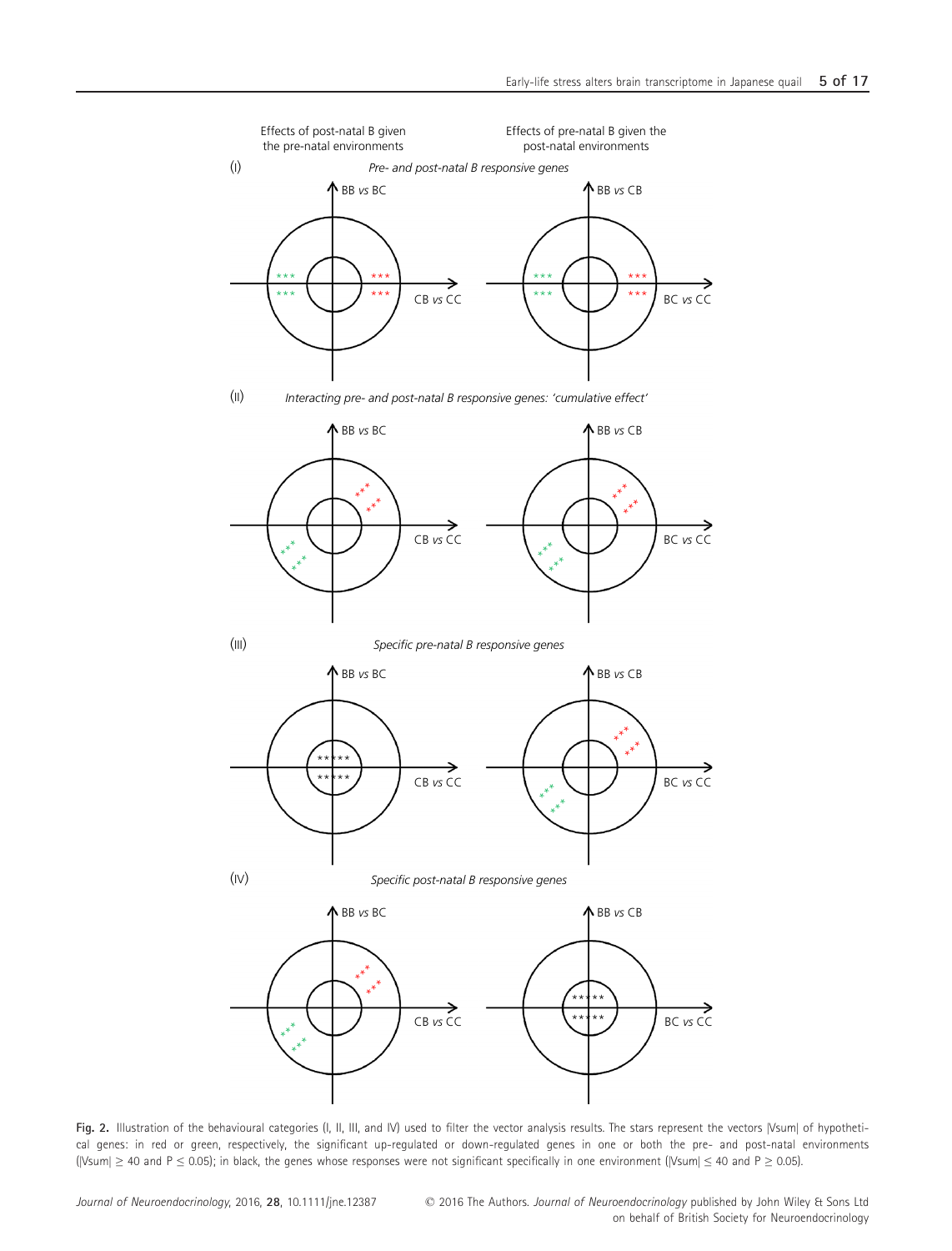Effects of post-natal B given the pre-natal environments

Effects of pre-natal B given the post-natal environments

(I) *Pre- and post-natal B responsive genes*

(II) *Interacting pre- and post-natal B responsive genes: 'cumulative effect'*

(III) *Specific pre-natal B responsive genes*

(IV) *Specific post-natal B responsive genes*

**Fig. 2.** Illustration of the behavioural categories (I, II, III, and IV) used to filter the vector analysis results. The stars represent the vectors |Vsum| of hypothetical genes: in red or green, respectively, the significant up-regulated or down-regulated genes in one or both the pre- and post-natal environments (|Vsum| ≥ 40 and P ≤ 0.05); in black, the genes whose responses were not significant specifically in one environment (|Vsum| ≤ 40 and P ≥ 0.05).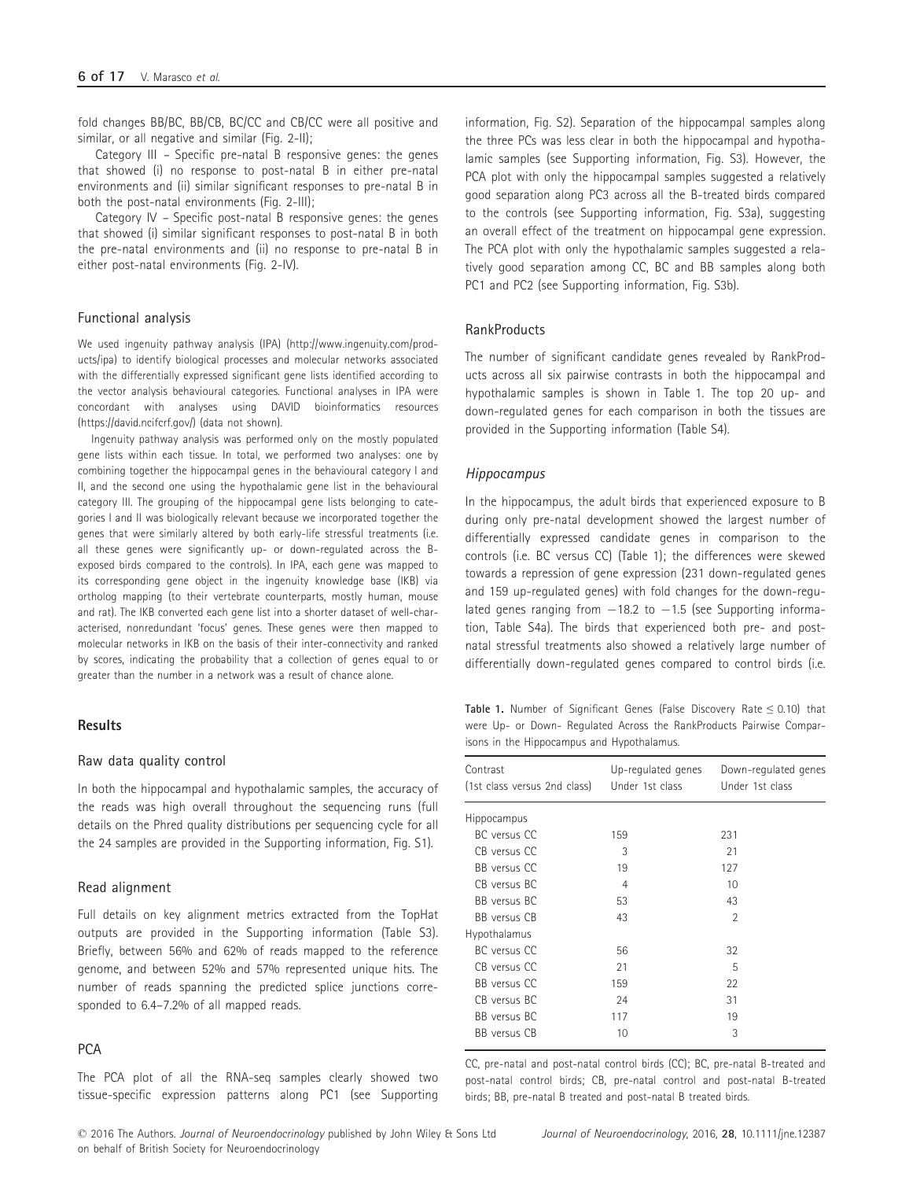fold changes BB/BC, BB/CB, BC/CC and CB/CC were all positive and similar, or all negative and similar (Fig. 2-II);

Category III – Specific pre-natal B responsive genes: the genes that showed (i) no response to post-natal B in either pre-natal environments and (ii) similar significant responses to pre-natal B in both the post-natal environments (Fig. 2-III);

Category IV – Specific post-natal B responsive genes: the genes that showed (i) similar significant responses to post-natal B in both the pre-natal environments and (ii) no response to pre-natal B in either post-natal environments (Fig. 2-IV).

### Functional analysis

We used ingenuity pathway analysis (IPA) (http://www.ingenuity.com/products/ipa) to identify biological processes and molecular networks associated with the differentially expressed significant gene lists identified according to the vector analysis behavioural categories. Functional analyses in IPA were concordant with analyses using DAVID bioinformatics resources (https://david.ncifcrf.gov/) (data not shown).

Ingenuity pathway analysis was performed only on the mostly populated gene lists within each tissue. In total, we performed two analyses: one by combining together the hippocampal genes in the behavioural category I and II, and the second one using the hypothalamic gene list in the behavioural category III. The grouping of the hippocampal gene lists belonging to categories I and II was biologically relevant because we incorporated together the genes that were similarly altered by both early-life stressful treatments (i.e. all these genes were significantly up- or down-regulated across the B-exposed birds compared to the controls). In IPA, each gene was mapped to its corresponding gene object in the ingenuity knowledge base (IKB) via ortholog mapping (to their vertebrate counterparts, mostly human, mouse and rat). The IKB converted each gene list into a shorter dataset of well-characterised, nonredundant 'focus' genes. These genes were then mapped to molecular networks in IKB on the basis of their inter-connectivity and ranked by scores, indicating the probability that a collection of genes equal to or greater than the number in a network was a result of chance alone.

## Results

### Raw data quality control

In both the hippocampal and hypothalamic samples, the accuracy of the reads was high overall throughout the sequencing runs (full details on the Phred quality distributions per sequencing cycle for all the 24 samples are provided in the Supporting information, Fig. S1).

### Read alignment

Full details on key alignment metrics extracted from the TopHat outputs are provided in the Supporting information (Table S3). Briefly, between 56% and 62% of reads mapped to the reference genome, and between 52% and 57% represented unique hits. The number of reads spanning the predicted splice junctions corresponded to 6.4–7.2% of all mapped reads.

### PCA

The PCA plot of all the RNA-seq samples clearly showed two tissue-specific expression patterns along PC1 (see Supporting information, Fig. S2). Separation of the hippocampal samples along the three PCs was less clear in both the hippocampal and hypothalamic samples (see Supporting information, Fig. S3). However, the PCA plot with only the hippocampal samples suggested a relatively good separation along PC3 across all the B-treated birds compared to the controls (see Supporting information, Fig. S3a), suggesting an overall effect of the treatment on hippocampal gene expression. The PCA plot with only the hypothalamic samples suggested a relatively good separation among CC, BC and BB samples along both PC1 and PC2 (see Supporting information, Fig. S3b).

### RankProducts

The number of significant candidate genes revealed by RankProducts across all six pairwise contrasts in both the hippocampal and hypothalamic samples is shown in Table 1. The top 20 up- and down-regulated genes for each comparison in both the tissues are provided in the Supporting information (Table S4).

#### *Hippocampus*

In the hippocampus, the adult birds that experienced exposure to B during only pre-natal development showed the largest number of differentially expressed candidate genes in comparison to the controls (i.e. BC versus CC) (Table 1); the differences were skewed towards a repression of gene expression (231 down-regulated genes and 159 up-regulated genes) with fold changes for the down-regulated genes ranging from −18.2 to −1.5 (see Supporting information, Table S4a). The birds that experienced both pre- and post-natal stressful treatments also showed a relatively large number of differentially down-regulated genes compared to control birds (i.e.

**Table 1.** Number of Significant Genes (False Discovery Rate ≤ 0.10) that were Up- or Down- Regulated Across the RankProducts Pairwise Comparisons in the Hippocampus and Hypothalamus.

| Contrast (1st class versus 2nd class) | Up-regulated genes Under 1st class | Down-regulated genes Under 1st class |
|---|---|---|
| Hippocampus | | |
| BC versus CC | 159 | 231 |
| CB versus CC | 3 | 21 |
| BB versus CC | 19 | 127 |
| CB versus BC | 4 | 10 |
| BB versus BC | 53 | 43 |
| BB versus CB | 43 | 2 |
| Hypothalamus | | |
| BC versus CC | 56 | 32 |
| CB versus CC | 21 | 5 |
| BB versus CC | 159 | 22 |
| CB versus BC | 24 | 31 |
| BB versus BC | 117 | 19 |
| BB versus CB | 10 | 3 |

CC, pre-natal and post-natal control birds (CC); BC, pre-natal B-treated and post-natal control birds; CB, pre-natal control and post-natal B-treated birds; BB, pre-natal B treated and post-natal B treated birds.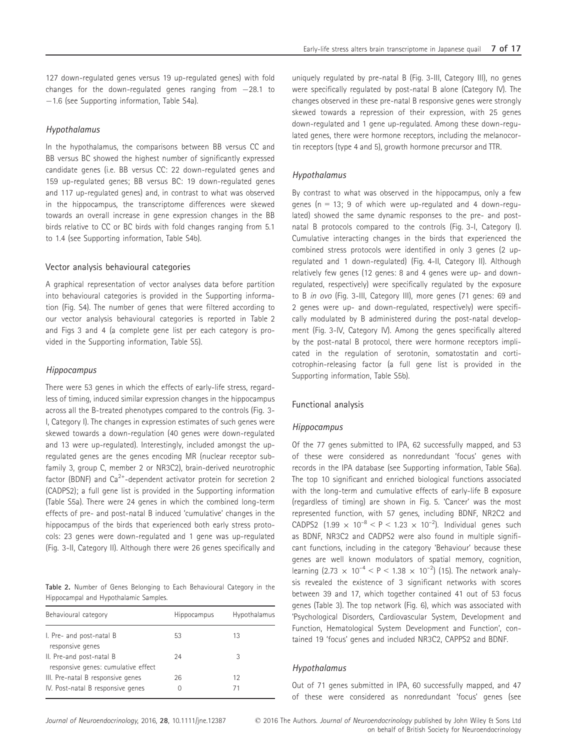127 down-regulated genes versus 19 up-regulated genes) with fold changes for the down-regulated genes ranging from −28.1 to −1.6 (see Supporting information, Table S4a).

### Hypothalamus

In the hypothalamus, the comparisons between BB versus CC and BB versus BC showed the highest number of significantly expressed candidate genes (i.e. BB versus CC: 22 down-regulated genes and 159 up-regulated genes; BB versus BC: 19 down-regulated genes and 117 up-regulated genes) and, in contrast to what was observed in the hippocampus, the transcriptome differences were skewed towards an overall increase in gene expression changes in the BB birds relative to CC or BC birds with fold changes ranging from 5.1 to 1.4 (see Supporting information, Table S4b).

## Vector analysis behavioural categories

A graphical representation of vector analyses data before partition into behavioural categories is provided in the Supporting information (Fig. S4). The number of genes that were filtered according to our vector analysis behavioural categories is reported in Table 2 and Figs 3 and 4 (a complete gene list per each category is provided in the Supporting information, Table S5).

### Hippocampus

There were 53 genes in which the effects of early-life stress, regardless of timing, induced similar expression changes in the hippocampus across all the B-treated phenotypes compared to the controls (Fig. 3-I, Category I). The changes in expression estimates of such genes were skewed towards a down-regulation (40 genes were down-regulated and 13 were up-regulated). Interestingly, included amongst the up-regulated genes are the genes encoding MR (nuclear receptor subfamily 3, group C, member 2 or NR3C2), brain-derived neurotrophic factor (BDNF) and $Ca^{2+}$-dependent activator protein for secretion 2 (CADPS2); a full gene list is provided in the Supporting information (Table S5a). There were 24 genes in which the combined long-term effects of pre- and post-natal B induced 'cumulative' changes in the hippocampus of the birds that experienced both early stress protocols: 23 genes were down-regulated and 1 gene was up-regulated (Fig. 3-II, Category II). Although there were 26 genes specifically and uniquely regulated by pre-natal B (Fig. 3-III, Category III), no genes were specifically regulated by post-natal B alone (Category IV). The changes observed in these pre-natal B responsive genes were strongly skewed towards a repression of their expression, with 25 genes down-regulated and 1 gene up-regulated. Among these down-regulated genes, there were hormone receptors, including the melanocortin receptors (type 4 and 5), growth hormone precursor and TTR.

**Table 2.** Number of Genes Belonging to Each Behavioural Category in the Hippocampal and Hypothalamic Samples.

| Behavioural category | Hippocampus | Hypothalamus |
|---|---|---|
| I. Pre- and post-natal B responsive genes | 53 | 13 |
| II. Pre-and post-natal B responsive genes: cumulative effect | 24 | 3 |
| III. Pre-natal B responsive genes | 26 | 12 |
| IV. Post-natal B responsive genes | 0 | 71 |

### Hypothalamus

By contrast to what was observed in the hippocampus, only a few genes (n = 13; 9 of which were up-regulated and 4 down-regulated) showed the same dynamic responses to the pre- and post-natal B protocols compared to the controls (Fig. 3-I, Category I). Cumulative interacting changes in the birds that experienced the combined stress protocols were identified in only 3 genes (2 up-regulated and 1 down-regulated) (Fig. 4-II, Category II). Although relatively few genes (12 genes: 8 and 4 genes were up- and down-regulated, respectively) were specifically regulated by the exposure to B *in ovo* (Fig. 3-III, Category III), more genes (71 genes: 69 and 2 genes were up- and down-regulated, respectively) were specifically modulated by B administered during the post-natal development (Fig. 3-IV, Category IV). Among the genes specifically altered by the post-natal B protocol, there were hormone receptors implicated in the regulation of serotonin, somatostatin and corticotrophin-releasing factor (a full gene list is provided in the Supporting information, Table S5b).

## Functional analysis

### Hippocampus

Of the 77 genes submitted to IPA, 62 successfully mapped, and 53 of these were considered as nonredundant 'focus' genes with records in the IPA database (see Supporting information, Table S6a). The top 10 significant and enriched biological functions associated with the long-term and cumulative effects of early-life B exposure (regardless of timing) are shown in Fig. 5. 'Cancer' was the most represented function, with 57 genes, including BDNF, NR2C2 and CADPS2 ($1.99 \times 10^{-8} < P < 1.23 \times 10^{-2}$). Individual genes such as BDNF, NR3C2 and CADPS2 were also found in multiple significant functions, including in the category 'Behaviour' because these genes are well known modulators of spatial memory, cognition, learning ($2.73 \times 10^{-4} < P < 1.38 \times 10^{-2}$) (15). The network analysis revealed the existence of 3 significant networks with scores between 39 and 17, which together contained 41 out of 53 focus genes (Table 3). The top network (Fig. 6), which was associated with 'Psychological Disorders, Cardiovascular System, Development and Function, Hematological System Development and Function', contained 19 'focus' genes and included NR3C2, CAPPS2 and BDNF.

### Hypothalamus

Out of 71 genes submitted in IPA, 60 successfully mapped, and 47 of these were considered as nonredundant 'focus' genes (see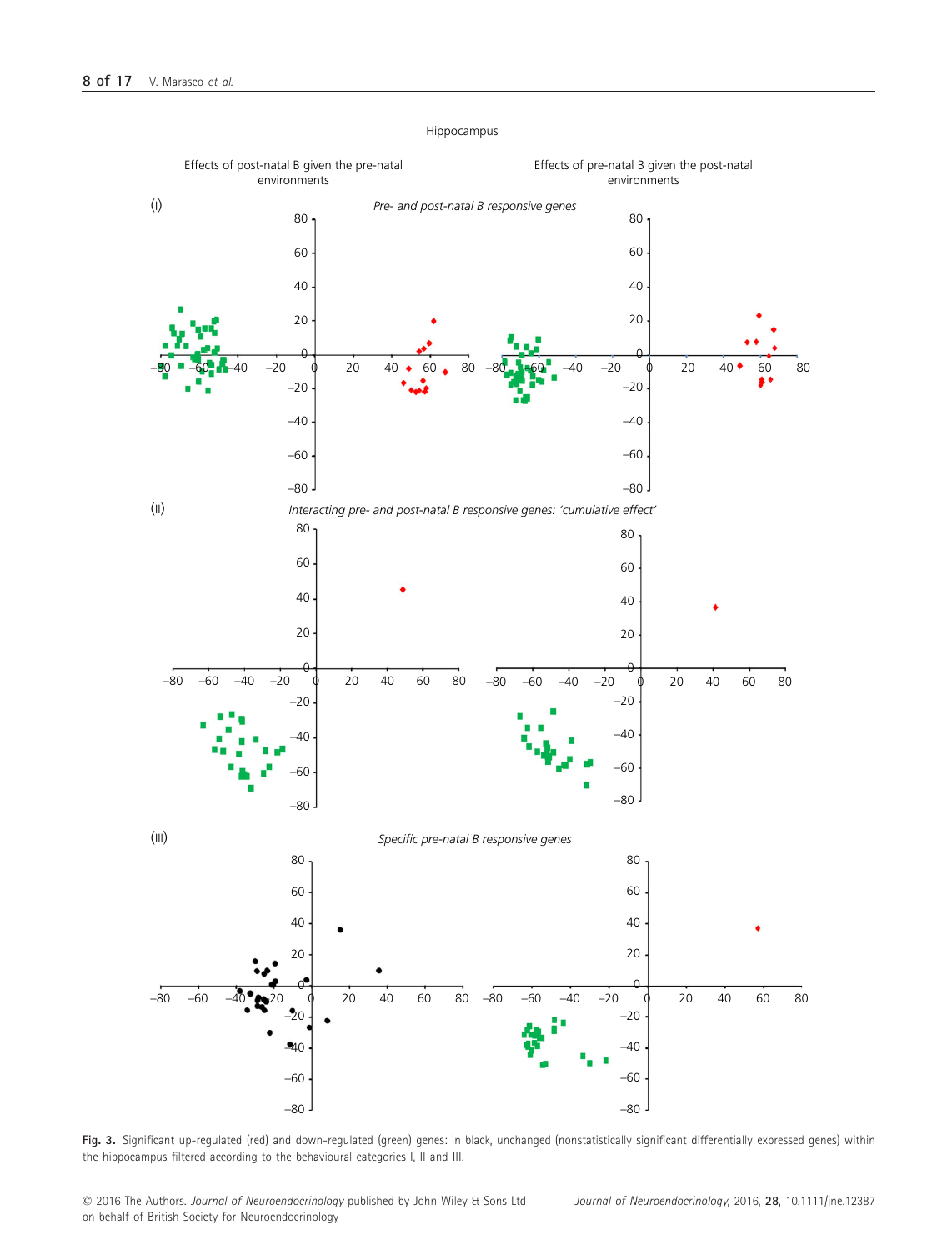Hippocampus

Effects of post-natal B given the pre-natal environments

Effects of pre-natal B given the post-natal environments

(I) *Pre- and post-natal B responsive genes*

(II) *Interacting pre- and post-natal B responsive genes: 'cumulative effect'*

(III) *Specific pre-natal B responsive genes*

**Fig. 3.** Significant up-regulated (red) and down-regulated (green) genes: in black, unchanged (nonstatistically significant differentially expressed genes) within the hippocampus filtered according to the behavioural categories I, II and III.

© 2016 The Authors. *Journal of Neuroendocrinology* published by John Wiley & Sons Ltd on behalf of British Society for Neuroendocrinology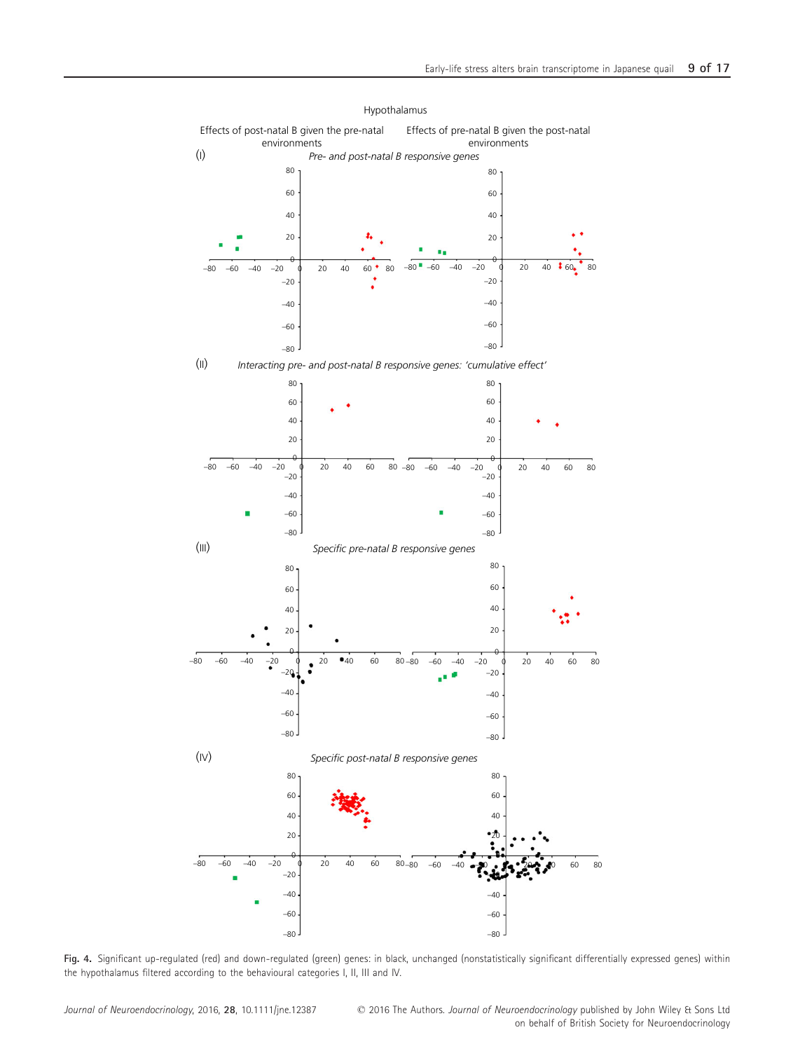Hypothalamus

Effects of post-natal B given the pre-natal environments

Effects of pre-natal B given the post-natal environments

(I) *Pre- and post-natal B responsive genes*

(II) *Interacting pre- and post-natal B responsive genes: 'cumulative effect'*

(III) *Specific pre-natal B responsive genes*

(IV) *Specific post-natal B responsive genes*

**Fig. 4.** Significant up-regulated (red) and down-regulated (green) genes: in black, unchanged (nonstatistically significant differentially expressed genes) within the hypothalamus filtered according to the behavioural categories I, II, III and IV.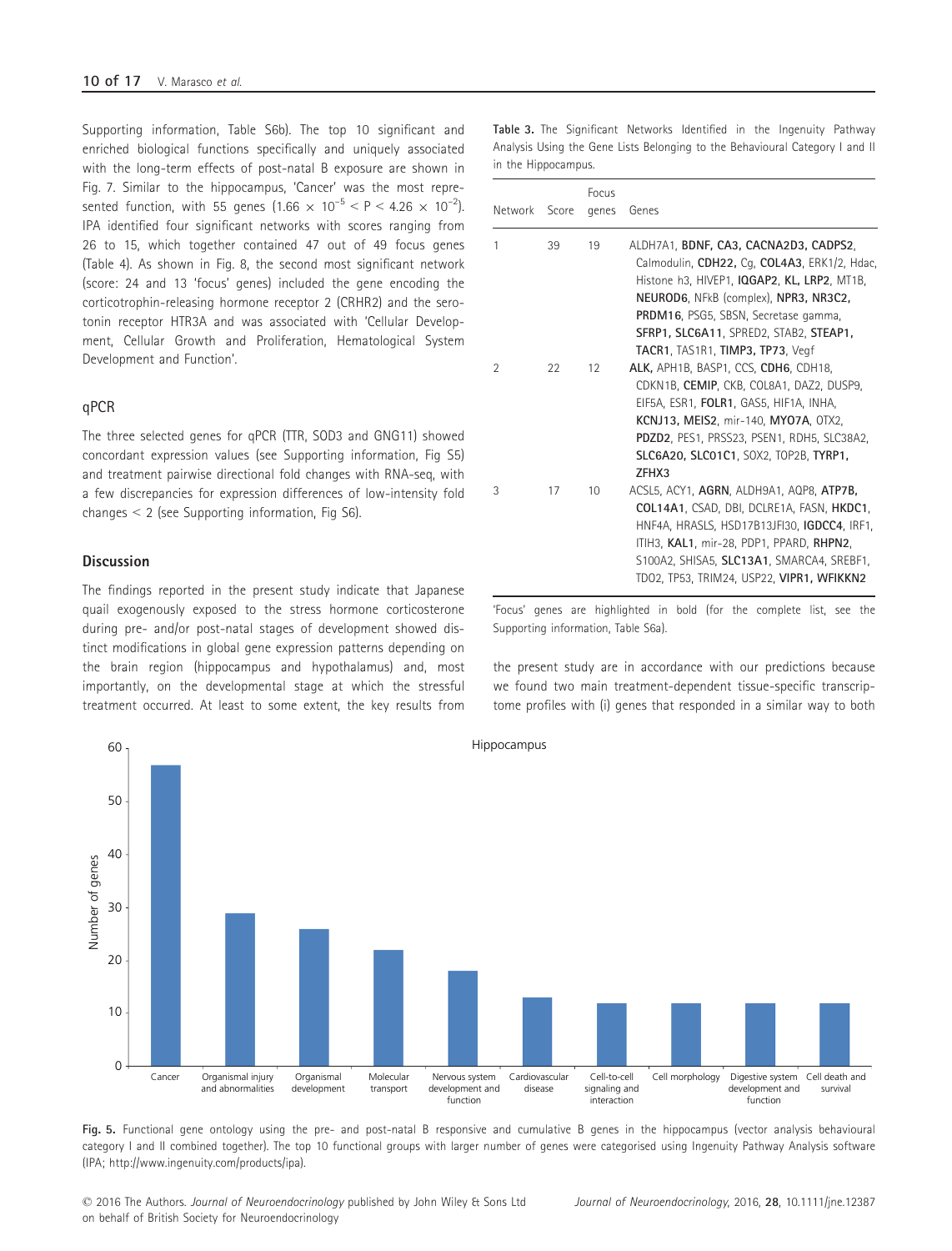Supporting information, Table S6b). The top 10 significant and enriched biological functions specifically and uniquely associated with the long-term effects of post-natal B exposure are shown in Fig. 7. Similar to the hippocampus, 'Cancer' was the most represented function, with 55 genes ($1.66 \times 10^{-5} < P < 4.26 \times 10^{-2}$). IPA identified four significant networks with scores ranging from 26 to 15, which together contained 47 out of 49 focus genes (Table 4). As shown in Fig. 8, the second most significant network (score: 24 and 13 'focus' genes) included the gene encoding the corticotrophin-releasing hormone receptor 2 (CRHR2) and the serotonin receptor HTR3A and was associated with 'Cellular Development, Cellular Growth and Proliferation, Hematological System Development and Function'.

### qPCR

The three selected genes for qPCR (TTR, SOD3 and GNG11) showed concordant expression values (see Supporting information, Fig S5) and treatment pairwise directional fold changes with RNA-seq, with a few discrepancies for expression differences of low-intensity fold changes < 2 (see Supporting information, Fig S6).

## Discussion

The findings reported in the present study indicate that Japanese quail exogenously exposed to the stress hormone corticosterone during pre- and/or post-natal stages of development showed distinct modifications in global gene expression patterns depending on the brain region (hippocampus and hypothalamus) and, most importantly, on the developmental stage at which the stressful treatment occurred. At least to some extent, the key results from the present study are in accordance with our predictions because we found two main treatment-dependent tissue-specific transcriptome profiles with (i) genes that responded in a similar way to both

Table 3. The Significant Networks Identified in the Ingenuity Pathway Analysis Using the Gene Lists Belonging to the Behavioural Category I and II in the Hippocampus.

| Network | Score | Focus genes | Genes |
|---|---|---|---|
| 1 | 39 | 19 | ALDH7A1, **BDNF, CA3, CACNA2D3, CADPS2**, Calmodulin, **CDH22**, Cg, **COL4A3**, ERK1/2, Hdac, Histone h3, HIVEP1, **IQGAP2**, **KL, LRP2**, MT1B, **NEUROD6**, NFkB (complex), **NPR3, NR3C2**, **PRDM16**, PSG5, SBSN, Secretase gamma, **SFRP1, SLC6A11**, SPRED2, STAB2, **STEAP1**, **TACR1**, TAS1R1, **TIMP3, TP73**, Vegf |
| 2 | 22 | 12 | **ALK**, APH1B, BASP1, CCS, **CDH6**, CDH18, CDKN1B, **CEMIP**, CKB, COL8A1, DAZ2, DUSP9, EIF5A, ESR1, **FOLR1**, GAS5, HIF1A, INHA, **KCNJ13, MEIS2**, mir-140, **MYO7A**, OTX2, **PDZD2**, PES1, PRSS23, PSEN1, RDH5, SLC38A2, **SLC6A20, SLCO1C1**, SOX2, TOP2B, **TYRP1**, **ZFHX3** |
| 3 | 17 | 10 | ACSL5, ACY1, **AGRN**, ALDH9A1, AQP8, **ATP7B**, **COL14A1**, CSAD, DBI, DCLRE1A, FASN, **HKDC1**, HNF4A, HRASLS, HSD17B13JFI30, **IGDCC4**, IRF1, ITIH3, **KAL1**, mir-28, PDP1, PPARD, **RHPN2**, S100A2, SHISA5, **SLC13A1**, SMARCA4, SREBF1, TDO2, TP53, TRIM24, USP22, **VIPR1, WFIKKN2** |

'Focus' genes are highlighted in bold (for the complete list, see the Supporting information, Table S6a).

Fig. 5. Functional gene ontology using the pre- and post-natal B responsive and cumulative B genes in the hippocampus (vector analysis behavioural category I and II combined together). The top 10 functional groups with larger number of genes were categorised using Ingenuity Pathway Analysis software (IPA; http://www.ingenuity.com/products/ipa).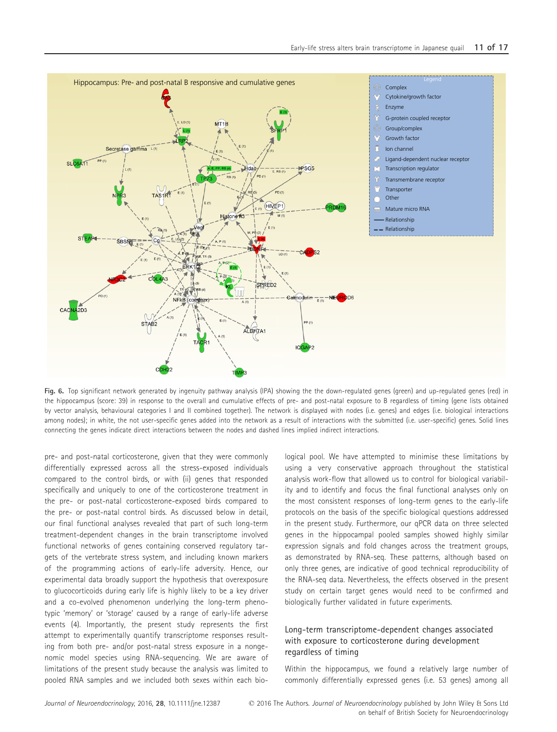**Fig. 6.** Top significant network generated by ingenuity pathway analysis (IPA) showing the the down-regulated genes (green) and up-regulated genes (red) in the hippocampus (score: 39) in response to the overall and cumulative effects of pre- and post-natal exposure to B regardless of timing (gene lists obtained by vector analysis, behavioural categories I and II combined together). The network is displayed with nodes (i.e. genes) and edges (i.e. biological interactions among nodes); in white, the not user-specific genes added into the network as a result of interactions with the submitted (i.e. user-specific) genes. Solid lines connecting the genes indicate direct interactions between the nodes and dashed lines implied indirect interactions.

pre- and post-natal corticosterone, given that they were commonly differentially expressed across all the stress-exposed individuals compared to the control birds, or with (ii) genes that responded specifically and uniquely to one of the corticosterone treatment in the pre- or post-natal corticosterone-exposed birds compared to the pre- or post-natal control birds. As discussed below in detail, our final functional analyses revealed that part of such long-term treatment-dependent changes in the brain transcriptome involved functional networks of genes containing conserved regulatory targets of the vertebrate stress system, and including known markers of the programming actions of early-life adversity. Hence, our experimental data broadly support the hypothesis that overexposure to glucocorticoids during early life is highly likely to be a key driver and a co-evolved phenomenon underlying the long-term phenotypic 'memory' or 'storage' caused by a range of early-life adverse events (4). Importantly, the present study represents the first attempt to experimentally quantify transcriptome responses resulting from both pre- and/or post-natal stress exposure in a nongenomic model species using RNA-sequencing. We are aware of limitations of the present study because the analysis was limited to pooled RNA samples and we included both sexes within each biological pool. We have attempted to minimise these limitations by using a very conservative approach throughout the statistical analysis work-flow that allowed us to control for biological variability and to identify and focus the final functional analyses only on the most consistent responses of long-term genes to the early-life protocols on the basis of the specific biological questions addressed in the present study. Furthermore, our qPCR data on three selected genes in the hippocampal pooled samples showed highly similar expression signals and fold changes across the treatment groups, as demonstrated by RNA-seq. These patterns, although based on only three genes, are indicative of good technical reproducibility of the RNA-seq data. Nevertheless, the effects observed in the present study on certain target genes would need to be confirmed and biologically further validated in future experiments.

## Long-term transcriptome-dependent changes associated with exposure to corticosterone during development regardless of timing

Within the hippocampus, we found a relatively large number of commonly differentially expressed genes (i.e. 53 genes) among all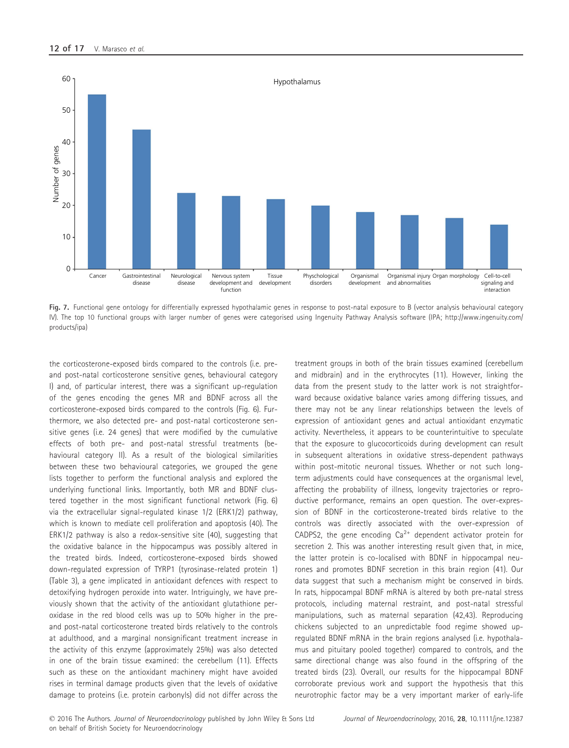Fig. 7. Functional gene ontology for differentially expressed hypothalamic genes in response to post-natal exposure to B (vector analysis behavioural category IV). The top 10 functional groups with larger number of genes were categorised using Ingenuity Pathway Analysis software (IPA; http://www.ingenuity.com/products/ipa)

the corticosterone-exposed birds compared to the controls (i.e. pre- and post-natal corticosterone sensitive genes, behavioural category I) and, of particular interest, there was a significant up-regulation of the genes encoding the genes MR and BDNF across all the corticosterone-exposed birds compared to the controls (Fig. 6). Furthermore, we also detected pre- and post-natal corticosterone sensitive genes (i.e. 24 genes) that were modified by the cumulative effects of both pre- and post-natal stressful treatments (behavioural category II). As a result of the biological similarities between these two behavioural categories, we grouped the gene lists together to perform the functional analysis and explored the underlying functional links. Importantly, both MR and BDNF clustered together in the most significant functional network (Fig. 6) via the extracellular signal-regulated kinase 1/2 (ERK1/2) pathway, which is known to mediate cell proliferation and apoptosis (40). The ERK1/2 pathway is also a redox-sensitive site (40), suggesting that the oxidative balance in the hippocampus was possibly altered in the treated birds. Indeed, corticosterone-exposed birds showed down-regulated expression of TYRP1 (tyrosinase-related protein 1) (Table 3), a gene implicated in antioxidant defences with respect to detoxifying hydrogen peroxide into water. Intriguingly, we have previously shown that the activity of the antioxidant glutathione peroxidase in the red blood cells was up to 50% higher in the pre- and post-natal corticosterone treated birds relatively to the controls at adulthood, and a marginal nonsignificant treatment increase in the activity of this enzyme (approximately 25%) was also detected in one of the brain tissue examined: the cerebellum (11). Effects such as these on the antioxidant machinery might have avoided rises in terminal damage products given that the levels of oxidative damage to proteins (i.e. protein carbonyls) did not differ across the treatment groups in both of the brain tissues examined (cerebellum and midbrain) and in the erythrocytes (11). However, linking the data from the present study to the latter work is not straightforward because oxidative balance varies among differing tissues, and there may not be any linear relationships between the levels of expression of antioxidant genes and actual antioxidant enzymatic activity. Nevertheless, it appears to be counterintuitive to speculate that the exposure to glucocorticoids during development can result in subsequent alterations in oxidative stress-dependent pathways within post-mitotic neuronal tissues. Whether or not such long-term adjustments could have consequences at the organismal level, affecting the probability of illness, longevity trajectories or reproductive performance, remains an open question. The over-expression of BDNF in the corticosterone-treated birds relative to the controls was directly associated with the over-expression of CADPS2, the gene encoding $Ca^{2+}$ dependent activator protein for secretion 2. This was another interesting result given that, in mice, the latter protein is co-localised with BDNF in hippocampal neurones and promotes BDNF secretion in this brain region (41). Our data suggest that such a mechanism might be conserved in birds. In rats, hippocampal BDNF mRNA is altered by both pre-natal stress protocols, including maternal restraint, and post-natal stressful manipulations, such as maternal separation (42,43). Reproducing chickens subjected to an unpredictable food regime showed up-regulated BDNF mRNA in the brain regions analysed (i.e. hypothalamus and pituitary pooled together) compared to controls, and the same directional change was also found in the offspring of the treated birds (23). Overall, our results for the hippocampal BDNF corroborate previous work and support the hypothesis that this neurotrophic factor may be a very important marker of early-life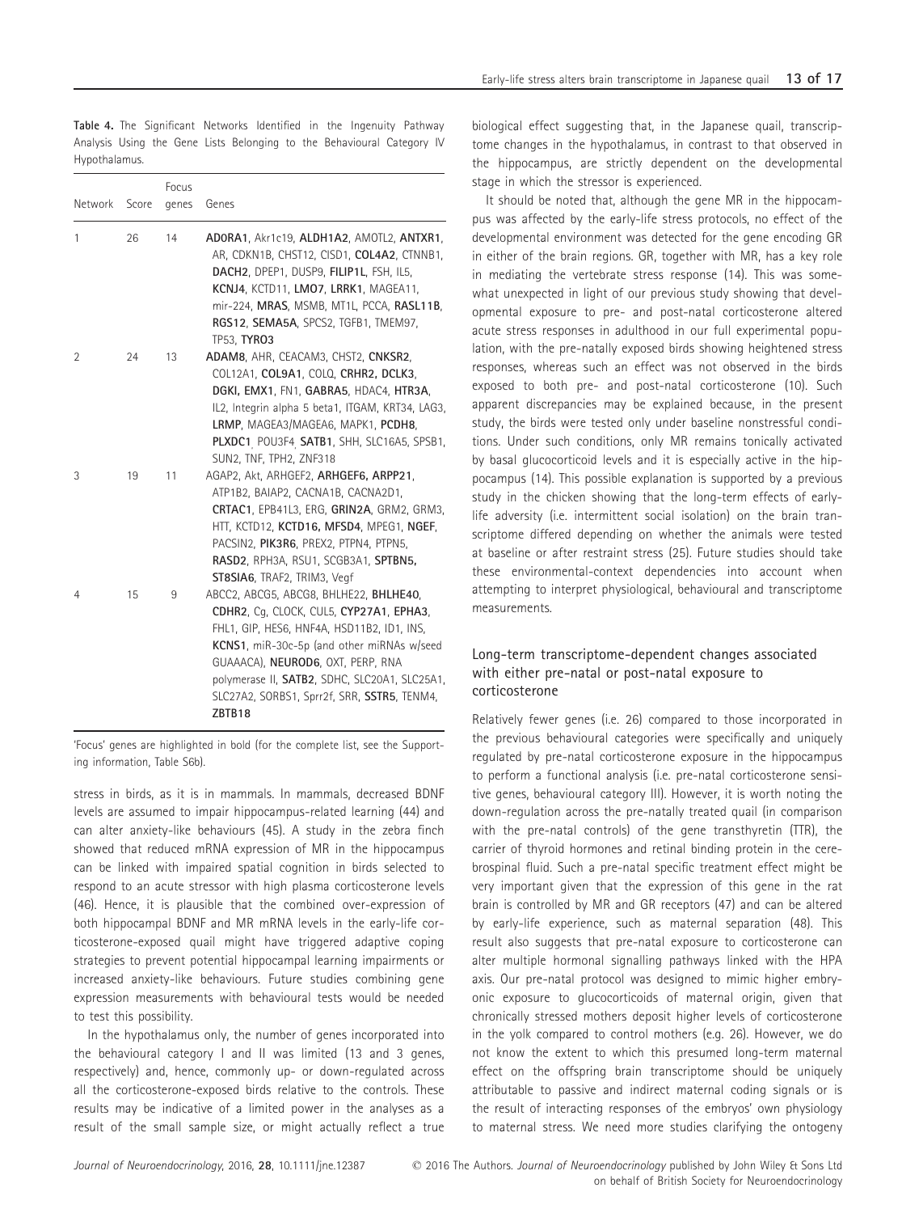**Table 4.** The Significant Networks Identified in the Ingenuity Pathway Analysis Using the Gene Lists Belonging to the Behavioural Category IV Hypothalamus.

| Network | Score | Focus genes | Genes |
|---|---|---|---|
| 1 | 26 | 14 | **ADORA1**, Akr1c19, **ALDH1A2**, AMOTL2, **ANTXR1**, AR, CDKN1B, CHST12, CISD1, **COL4A2**, CTNNB1, **DACH2**, DPEP1, DUSP9, **FILIP1L**, FSH, IL5, **KCNJ4**, KCTD11, **LMO7**, **LRRK1**, MAGEA11, mir-224, **MRAS**, MSMB, MT1L, PCCA, **RASL11B**, **RGS12**, **SEMA5A**, SPCS2, TGFB1, TMEM97, TP53, **TYRO3** |
| 2 | 24 | 13 | **ADAM8**, AHR, CEACAM3, CHST2, **CNKSR2**, COL12A1, **COL9A1**, COLQ, **CRHR2, DCLK3**, **DGKI, EMX1**, FN1, **GABRA5**, HDAC4, **HTR3A**, IL2, Integrin alpha 5 beta1, ITGAM, KRT34, LAG3, **LRMP**, MAGEA3/MAGEA6, MAPK1, **PCDH8**, **PLXDC1**, POU3F4, **SATB1**, SHH, SLC16A5, SPSB1, SUN2, TNF, TPH2, ZNF318 |
| 3 | 19 | 11 | AGAP2, Akt, ARHGEF2, **ARHGEF6, ARPP21**, ATP1B2, BAIAP2, CACNA1B, CACNA2D1, **CRTAC1**, EPB41L3, ERG, **GRIN2A**, GRM2, GRM3, HTT, KCTD12, **KCTD16, MFSD4**, MPEG1, **NGEF**, PACSIN2, **PIK3R6**, PREX2, PTPN4, PTPN5, **RASD2**, RPH3A, RSU1, SCGB3A1, **SPTBN5**, **ST8SIA6**, TRAF2, TRIM3, Vegf |
| 4 | 15 | 9 | ABCC2, ABCG5, ABCG8, BHLHE22, **BHLHE40**, **CDHR2**, Cg, CLOCK, CUL5, **CYP27A1**, **EPHA3**, FHL1, GIP, HES6, HNF4A, HSD11B2, ID1, INS, **KCNS1**, miR-30c-5p (and other miRNAs w/seed GUAAACA), **NEUROD6**, OXT, PERP, RNA polymerase II, **SATB2**, SDHC, SLC20A1, SLC25A1, SLC27A2, SORBS1, Sprr2f, SRR, **SSTR5**, TENM4, **ZBTB18** |

'Focus' genes are highlighted in bold (for the complete list, see the Supporting information, Table S6b).

stress in birds, as it is in mammals. In mammals, decreased BDNF levels are assumed to impair hippocampus-related learning (44) and can alter anxiety-like behaviours (45). A study in the zebra finch showed that reduced mRNA expression of MR in the hippocampus can be linked with impaired spatial cognition in birds selected to respond to an acute stressor with high plasma corticosterone levels (46). Hence, it is plausible that the combined over-expression of both hippocampal BDNF and MR mRNA levels in the early-life corticosterone-exposed quail might have triggered adaptive coping strategies to prevent potential hippocampal learning impairments or increased anxiety-like behaviours. Future studies combining gene expression measurements with behavioural tests would be needed to test this possibility.

In the hypothalamus only, the number of genes incorporated into the behavioural category I and II was limited (13 and 3 genes, respectively) and, hence, commonly up- or down-regulated across all the corticosterone-exposed birds relative to the controls. These results may be indicative of a limited power in the analyses as a result of the small sample size, or might actually reflect a true biological effect suggesting that, in the Japanese quail, transcriptome changes in the hypothalamus, in contrast to that observed in the hippocampus, are strictly dependent on the developmental stage in which the stressor is experienced.

It should be noted that, although the gene MR in the hippocampus was affected by the early-life stress protocols, no effect of the developmental environment was detected for the gene encoding GR in either of the brain regions. GR, together with MR, has a key role in mediating the vertebrate stress response (14). This was somewhat unexpected in light of our previous study showing that developmental exposure to pre- and post-natal corticosterone altered acute stress responses in adulthood in our full experimental population, with the pre-natally exposed birds showing heightened stress responses, whereas such an effect was not observed in the birds exposed to both pre- and post-natal corticosterone (10). Such apparent discrepancies may be explained because, in the present study, the birds were tested only under baseline nonstressful conditions. Under such conditions, only MR remains tonically activated by basal glucocorticoid levels and it is especially active in the hippocampus (14). This possible explanation is supported by a previous study in the chicken showing that the long-term effects of early-life adversity (i.e. intermittent social isolation) on the brain transcriptome differed depending on whether the animals were tested at baseline or after restraint stress (25). Future studies should take these environmental-context dependencies into account when attempting to interpret physiological, behavioural and transcriptome measurements.

## Long-term transcriptome-dependent changes associated with either pre-natal or post-natal exposure to corticosterone

Relatively fewer genes (i.e. 26) compared to those incorporated in the previous behavioural categories were specifically and uniquely regulated by pre-natal corticosterone exposure in the hippocampus to perform a functional analysis (i.e. pre-natal corticosterone sensitive genes, behavioural category III). However, it is worth noting the down-regulation across the pre-natally treated quail (in comparison with the pre-natal controls) of the gene transthyretin (TTR), the carrier of thyroid hormones and retinal binding protein in the cerebrospinal fluid. Such a pre-natal specific treatment effect might be very important given that the expression of this gene in the rat brain is controlled by MR and GR receptors (47) and can be altered by early-life experience, such as maternal separation (48). This result also suggests that pre-natal exposure to corticosterone can alter multiple hormonal signalling pathways linked with the HPA axis. Our pre-natal protocol was designed to mimic higher embryonic exposure to glucocorticoids of maternal origin, given that chronically stressed mothers deposit higher levels of corticosterone in the yolk compared to control mothers (e.g. 26). However, we do not know the extent to which this presumed long-term maternal effect on the offspring brain transcriptome should be uniquely attributable to passive and indirect maternal coding signals or is the result of interacting responses of the embryos' own physiology to maternal stress. We need more studies clarifying the ontogeny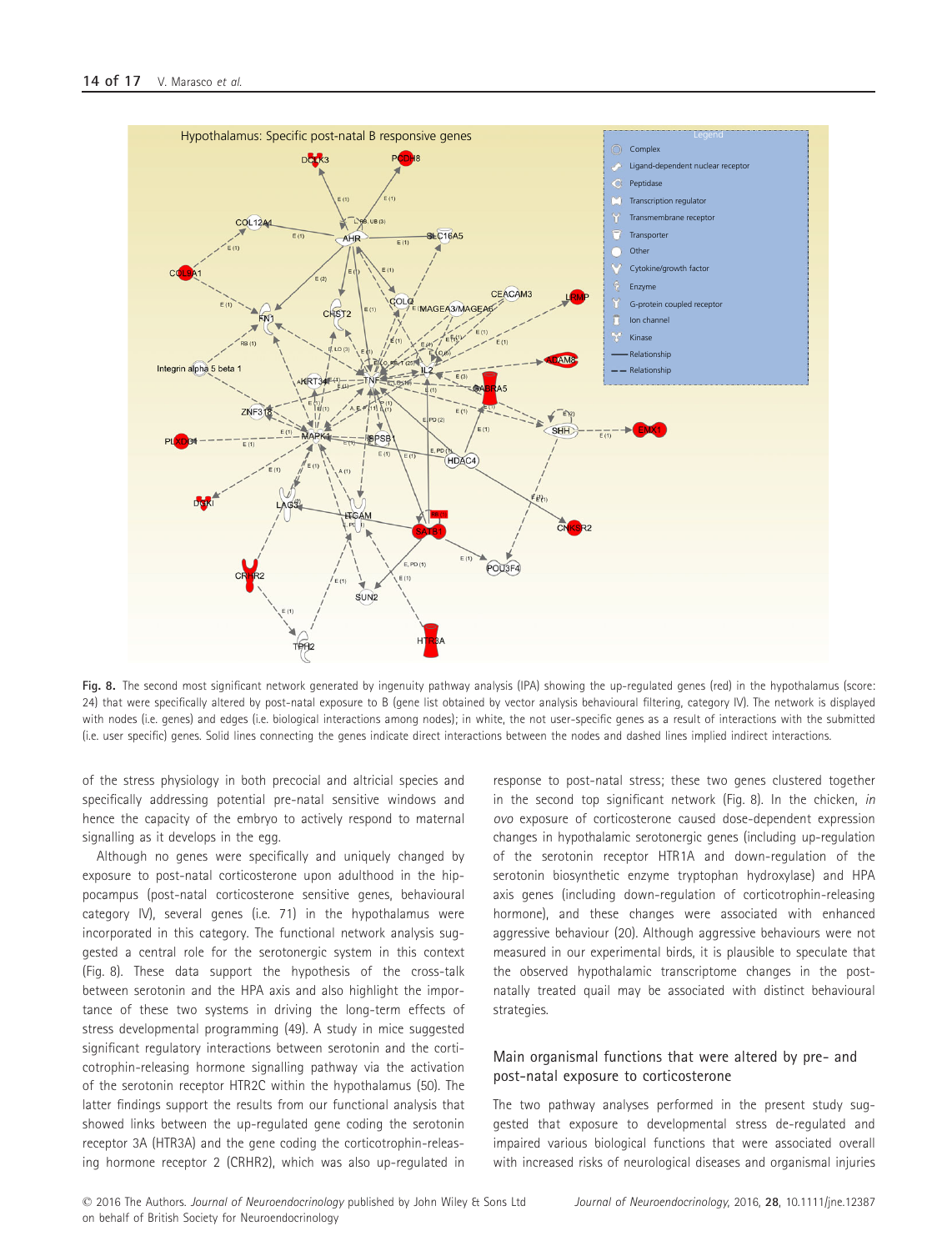Fig. 8. The second most significant network generated by ingenuity pathway analysis (IPA) showing the up-regulated genes (red) in the hypothalamus (score: 24) that were specifically altered by post-natal exposure to B (gene list obtained by vector analysis behavioural filtering, category IV). The network is displayed with nodes (i.e. genes) and edges (i.e. biological interactions among nodes); in white, the not user-specific genes as a result of interactions with the submitted (i.e. user specific) genes. Solid lines connecting the genes indicate direct interactions between the nodes and dashed lines implied indirect interactions.

of the stress physiology in both precocial and altricial species and specifically addressing potential pre-natal sensitive windows and hence the capacity of the embryo to actively respond to maternal signalling as it develops in the egg.

Although no genes were specifically and uniquely changed by exposure to post-natal corticosterone upon adulthood in the hippocampus (post-natal corticosterone sensitive genes, behavioural category IV), several genes (i.e. 71) in the hypothalamus were incorporated in this category. The functional network analysis suggested a central role for the serotonergic system in this context (Fig. 8). These data support the hypothesis of the cross-talk between serotonin and the HPA axis and also highlight the importance of these two systems in driving the long-term effects of stress developmental programming (49). A study in mice suggested significant regulatory interactions between serotonin and the corticotrophin-releasing hormone signalling pathway via the activation of the serotonin receptor HTR2C within the hypothalamus (50). The latter findings support the results from our functional analysis that showed links between the up-regulated gene coding the serotonin receptor 3A (HTR3A) and the gene coding the corticotrophin-releasing hormone receptor 2 (CRHR2), which was also up-regulated in response to post-natal stress; these two genes clustered together in the second top significant network (Fig. 8). In the chicken, *in ovo* exposure of corticosterone caused dose-dependent expression changes in hypothalamic serotonergic genes (including up-regulation of the serotonin receptor HTR1A and down-regulation of the serotonin biosynthetic enzyme tryptophan hydroxylase) and HPA axis genes (including down-regulation of corticotrophin-releasing hormone), and these changes were associated with enhanced aggressive behaviour (20). Although aggressive behaviours were not measured in our experimental birds, it is plausible to speculate that the observed hypothalamic transcriptome changes in the post-natally treated quail may be associated with distinct behavioural strategies.

## Main organismal functions that were altered by pre- and post-natal exposure to corticosterone

The two pathway analyses performed in the present study suggested that exposure to developmental stress de-regulated and impaired various biological functions that were associated overall with increased risks of neurological diseases and organismal injuries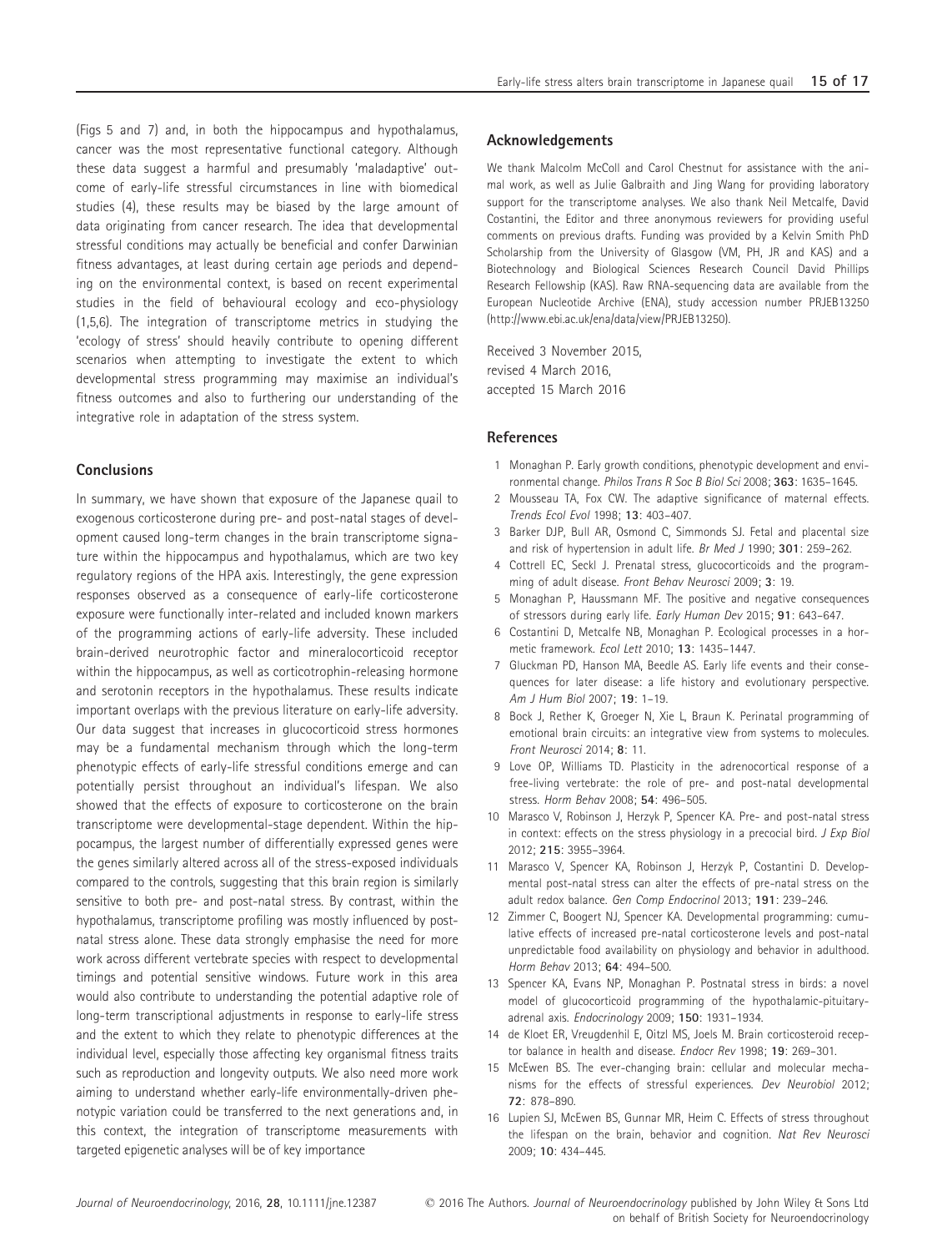(Figs 5 and 7) and, in both the hippocampus and hypothalamus, cancer was the most representative functional category. Although these data suggest a harmful and presumably 'maladaptive' outcome of early-life stressful circumstances in line with biomedical studies (4), these results may be biased by the large amount of data originating from cancer research. The idea that developmental stressful conditions may actually be beneficial and confer Darwinian fitness advantages, at least during certain age periods and depending on the environmental context, is based on recent experimental studies in the field of behavioural ecology and eco-physiology (1,5,6). The integration of transcriptome metrics in studying the 'ecology of stress' should heavily contribute to opening different scenarios when attempting to investigate the extent to which developmental stress programming may maximise an individual's fitness outcomes and also to furthering our understanding of the integrative role in adaptation of the stress system.

## Conclusions

In summary, we have shown that exposure of the Japanese quail to exogenous corticosterone during pre- and post-natal stages of development caused long-term changes in the brain transcriptome signature within the hippocampus and hypothalamus, which are two key regulatory regions of the HPA axis. Interestingly, the gene expression responses observed as a consequence of early-life corticosterone exposure were functionally inter-related and included known markers of the programming actions of early-life adversity. These included brain-derived neurotrophic factor and mineralocorticoid receptor within the hippocampus, as well as corticotrophin-releasing hormone and serotonin receptors in the hypothalamus. These results indicate important overlaps with the previous literature on early-life adversity. Our data suggest that increases in glucocorticoid stress hormones may be a fundamental mechanism through which the long-term phenotypic effects of early-life stressful conditions emerge and can potentially persist throughout an individual's lifespan. We also showed that the effects of exposure to corticosterone on the brain transcriptome were developmental-stage dependent. Within the hippocampus, the largest number of differentially expressed genes were the genes similarly altered across all of the stress-exposed individuals compared to the controls, suggesting that this brain region is similarly sensitive to both pre- and post-natal stress. By contrast, within the hypothalamus, transcriptome profiling was mostly influenced by post-natal stress alone. These data strongly emphasise the need for more work across different vertebrate species with respect to developmental timings and potential sensitive windows. Future work in this area would also contribute to understanding the potential adaptive role of long-term transcriptional adjustments in response to early-life stress and the extent to which they relate to phenotypic differences at the individual level, especially those affecting key organismal fitness traits such as reproduction and longevity outputs. We also need more work aiming to understand whether early-life environmentally-driven phenotypic variation could be transferred to the next generations and, in this context, the integration of transcriptome measurements with targeted epigenetic analyses will be of key importance

## Acknowledgements

We thank Malcolm McColl and Carol Chestnut for assistance with the animal work, as well as Julie Galbraith and Jing Wang for providing laboratory support for the transcriptome analyses. We also thank Neil Metcalfe, David Costantini, the Editor and three anonymous reviewers for providing useful comments on previous drafts. Funding was provided by a Kelvin Smith PhD Scholarship from the University of Glasgow (VM, PH, JR and KAS) and a Biotechnology and Biological Sciences Research Council David Phillips Research Fellowship (KAS). Raw RNA-sequencing data are available from the European Nucleotide Archive (ENA), study accession number PRJEB13250 (http://www.ebi.ac.uk/ena/data/view/PRJEB13250).

Received 3 November 2015,
revised 4 March 2016,
accepted 15 March 2016

## References

1. Monaghan P. Early growth conditions, phenotypic development and environmental change. *Philos Trans R Soc B Biol Sci* 2008; **363**: 1635–1645.
2. Mousseau TA, Fox CW. The adaptive significance of maternal effects. *Trends Ecol Evol* 1998; **13**: 403–407.
3. Barker DJP, Bull AR, Osmond C, Simmonds SJ. Fetal and placental size and risk of hypertension in adult life. *Br Med J* 1990; **301**: 259–262.
4. Cottrell EC, Seckl J. Prenatal stress, glucocorticoids and the programming of adult disease. *Front Behav Neurosci* 2009; **3**: 19.
5. Monaghan P, Haussmann MF. The positive and negative consequences of stressors during early life. *Early Human Dev* 2015; **91**: 643–647.
6. Costantini D, Metcalfe NB, Monaghan P. Ecological processes in a hormetic framework. *Ecol Lett* 2010; **13**: 1435–1447.
7. Gluckman PD, Hanson MA, Beedle AS. Early life events and their consequences for later disease: a life history and evolutionary perspective. *Am J Hum Biol* 2007; **19**: 1–19.
8. Bock J, Rether K, Groeger N, Xie L, Braun K. Perinatal programming of emotional brain circuits: an integrative view from systems to molecules. *Front Neurosci* 2014; **8**: 11.
9. Love OP, Williams TD. Plasticity in the adrenocortical response of a free-living vertebrate: the role of pre- and post-natal developmental stress. *Horm Behav* 2008; **54**: 496–505.
10. Marasco V, Robinson J, Herzyk P, Spencer KA. Pre- and post-natal stress in context: effects on the stress physiology in a precocial bird. *J Exp Biol* 2012; **215**: 3955–3964.
11. Marasco V, Spencer KA, Robinson J, Herzyk P, Costantini D. Developmental post-natal stress can alter the effects of pre-natal stress on the adult redox balance. *Gen Comp Endocrinol* 2013; **191**: 239–246.
12. Zimmer C, Boogert NJ, Spencer KA. Developmental programming: cumulative effects of increased pre-natal corticosterone levels and post-natal unpredictable food availability on physiology and behavior in adulthood. *Horm Behav* 2013; **64**: 494–500.
13. Spencer KA, Evans NP, Monaghan P. Postnatal stress in birds: a novel model of glucocorticoid programming of the hypothalamic-pituitary-adrenal axis. *Endocrinology* 2009; **150**: 1931–1934.
14. de Kloet ER, Vreugdenhil E, Oitzl MS, Joels M. Brain corticosteroid receptor balance in health and disease. *Endocr Rev* 1998; **19**: 269–301.
15. McEwen BS. The ever-changing brain: cellular and molecular mechanisms for the effects of stressful experiences. *Dev Neurobiol* 2012; **72**: 878–890.
16. Lupien SJ, McEwen BS, Gunnar MR, Heim C. Effects of stress throughout the lifespan on the brain, behavior and cognition. *Nat Rev Neurosci* 2009; **10**: 434–445.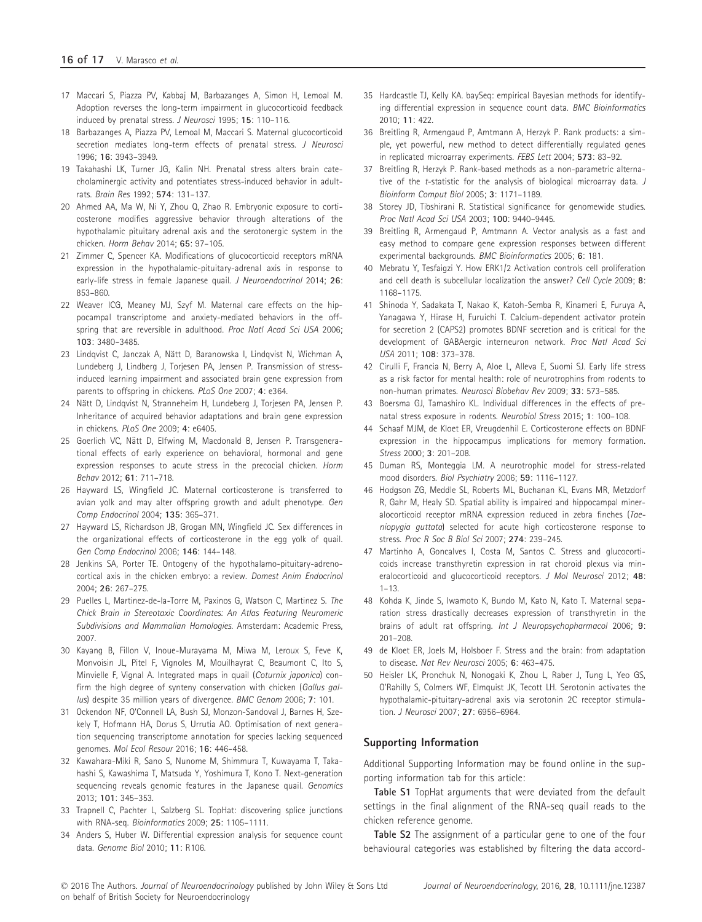17 Maccari S, Piazza PV, Kabbaj M, Barbazanges A, Simon H, Lemoal M. Adoption reverses the long-term impairment in glucocorticoid feedback induced by prenatal stress. *J Neurosci* 1995; **15**: 110–116.

18 Barbazanges A, Piazza PV, Lemoal M, Maccari S. Maternal glucocorticoid secretion mediates long-term effects of prenatal stress. *J Neurosci* 1996; **16**: 3943–3949.

19 Takahashi LK, Turner JG, Kalin NH. Prenatal stress alters brain catecholaminergic activity and potentiates stress-induced behavior in adult-rats. *Brain Res* 1992; **574**: 131–137.

20 Ahmed AA, Ma W, Ni Y, Zhou Q, Zhao R. Embryonic exposure to corticosterone modifies aggressive behavior through alterations of the hypothalamic pituitary adrenal axis and the serotonergic system in the chicken. *Horm Behav* 2014; **65**: 97–105.

21 Zimmer C, Spencer KA. Modifications of glucocorticoid receptors mRNA expression in the hypothalamic-pituitary-adrenal axis in response to early-life stress in female Japanese quail. *J Neuroendocrinol* 2014; **26**: 853–860.

22 Weaver ICG, Meaney MJ, Szyf M. Maternal care effects on the hippocampal transcriptome and anxiety-mediated behaviors in the offspring that are reversible in adulthood. *Proc Natl Acad Sci USA* 2006; **103**: 3480–3485.

23 Lindqvist C, Janczak A, Nätt D, Baranowska I, Lindqvist N, Wichman A, Lundeberg J, Lindberg J, Torjesen PA, Jensen P. Transmission of stress-induced learning impairment and associated brain gene expression from parents to offspring in chickens. *PLoS One* 2007; **4**: e364.

24 Nätt D, Lindqvist N, Stranneheim H, Lundeberg J, Torjesen PA, Jensen P. Inheritance of acquired behavior adaptations and brain gene expression in chickens. *PLoS One* 2009; **4**: e6405.

25 Goerlich VC, Nätt D, Elfwing M, Macdonald B, Jensen P. Transgenerational effects of early experience on behavioral, hormonal and gene expression responses to acute stress in the precocial chicken. *Horm Behav* 2012; **61**: 711–718.

26 Hayward LS, Wingfield JC. Maternal corticosterone is transferred to avian yolk and may alter offspring growth and adult phenotype. *Gen Comp Endocrinol* 2004; **135**: 365–371.

27 Hayward LS, Richardson JB, Grogan MN, Wingfield JC. Sex differences in the organizational effects of corticosterone in the egg yolk of quail. *Gen Comp Endocrinol* 2006; **146**: 144–148.

28 Jenkins SA, Porter TE. Ontogeny of the hypothalamo-pituitary-adrenocortical axis in the chicken embryo: a review. *Domest Anim Endocrinol* 2004; **26**: 267–275.

29 Puelles L, Martinez-de-la-Torre M, Paxinos G, Watson C, Martinez S. *The Chick Brain in Stereotaxic Coordinates: An Atlas Featuring Neuromeric Subdivisions and Mammalian Homologies.* Amsterdam: Academic Press, 2007.

30 Kayang B, Fillon V, Inoue-Murayama M, Miwa M, Leroux S, Feve K, Monvoisin JL, Pitel F, Vignoles M, Mouilhayrat C, Beaumont C, Ito S, Minvielle F, Vignal A. Integrated maps in quail (*Coturnix japonica*) confirm the high degree of synteny conservation with chicken (*Gallus gallus*) despite 35 million years of divergence. *BMC Genom* 2006; **7**: 101.

31 Ockendon NF, O'Connell LA, Bush SJ, Monzon-Sandoval J, Barnes H, Szekely T, Hofmann HA, Dorus S, Urrutia AO. Optimisation of next generation sequencing transcriptome annotation for species lacking sequenced genomes. *Mol Ecol Resour* 2016; **16**: 446–458.

32 Kawahara-Miki R, Sano S, Nunome M, Shimmura T, Kuwayama T, Takahashi S, Kawashima T, Matsuda Y, Yoshimura T, Kono T. Next-generation sequencing reveals genomic features in the Japanese quail. *Genomics* 2013; **101**: 345–353.

33 Trapnell C, Pachter L, Salzberg SL. TopHat: discovering splice junctions with RNA-seq. *Bioinformatics* 2009; **25**: 1105–1111.

34 Anders S, Huber W. Differential expression analysis for sequence count data. *Genome Biol* 2010; **11**: R106.

35 Hardcastle TJ, Kelly KA. baySeq: empirical Bayesian methods for identifying differential expression in sequence count data. *BMC Bioinformatics* 2010; **11**: 422.

36 Breitling R, Armengaud P, Amtmann A, Herzyk P. Rank products: a simple, yet powerful, new method to detect differentially regulated genes in replicated microarray experiments. *FEBS Lett* 2004; **573**: 83–92.

37 Breitling R, Herzyk P. Rank-based methods as a non-parametric alternative of the *t*-statistic for the analysis of biological microarray data. *J Bioinform Comput Biol* 2005; **3**: 1171–1189.

38 Storey JD, Tibshirani R. Statistical significance for genomewide studies. *Proc Natl Acad Sci USA* 2003; **100**: 9440–9445.

39 Breitling R, Armengaud P, Amtmann A. Vector analysis as a fast and easy method to compare gene expression responses between different experimental backgrounds. *BMC Bioinformatics* 2005; **6**: 181.

40 Mebratu Y, Tesfaigzi Y. How ERK1/2 Activation controls cell proliferation and cell death is subcellular localization the answer? *Cell Cycle* 2009; **8**: 1168–1175.

41 Shinoda Y, Sadakata T, Nakao K, Katoh-Semba R, Kinameri E, Furuya A, Yanagawa Y, Hirase H, Furuichi T. Calcium-dependent activator protein for secretion 2 (CAPS2) promotes BDNF secretion and is critical for the development of GABAergic interneuron network. *Proc Natl Acad Sci USA* 2011; **108**: 373–378.

42 Cirulli F, Francia N, Berry A, Aloe L, Alleva E, Suomi SJ. Early life stress as a risk factor for mental health: role of neurotrophins from rodents to non-human primates. *Neurosci Biobehav Rev* 2009; **33**: 573–585.

43 Boersma GJ, Tamashiro KL. Individual differences in the effects of prenatal stress exposure in rodents. *Neurobiol Stress* 2015; **1**: 100–108.

44 Schaaf MJM, de Kloet ER, Vreugdenhil E. Corticosterone effects on BDNF expression in the hippocampus implications for memory formation. *Stress* 2000; **3**: 201–208.

45 Duman RS, Monteggia LM. A neurotrophic model for stress-related mood disorders. *Biol Psychiatry* 2006; **59**: 1116–1127.

46 Hodgson ZG, Meddle SL, Roberts ML, Buchanan KL, Evans MR, Metzdorf R, Gahr M, Healy SD. Spatial ability is impaired and hippocampal mineralocorticoid receptor mRNA expression reduced in zebra finches (*Taeniopygia guttata*) selected for acute high corticosterone response to stress. *Proc R Soc B Biol Sci* 2007; **274**: 239–245.

47 Martinho A, Goncalves I, Costa M, Santos C. Stress and glucocorticoids increase transthyretin expression in rat choroid plexus via mineralocorticoid and glucocorticoid receptors. *J Mol Neurosci* 2012; **48**: 1–13.

48 Kohda K, Jinde S, Iwamoto K, Bundo M, Kato N, Kato T. Maternal separation stress drastically decreases expression of transthyretin in the brains of adult rat offspring. *Int J Neuropsychopharmacol* 2006; **9**: 201–208.

49 de Kloet ER, Joels M, Holsboer F. Stress and the brain: from adaptation to disease. *Nat Rev Neurosci* 2005; **6**: 463–475.

50 Heisler LK, Pronchuk N, Nonogaki K, Zhou L, Raber J, Tung L, Yeo GS, O'Rahilly S, Colmers WF, Elmquist JK, Tecott LH. Serotonin activates the hypothalamic-pituitary-adrenal axis via serotonin 2C receptor stimulation. *J Neurosci* 2007; **27**: 6956–6964.

## Supporting Information

Additional Supporting Information may be found online in the supporting information tab for this article:

**Table S1** TopHat arguments that were deviated from the default settings in the final alignment of the RNA-seq quail reads to the chicken reference genome.

**Table S2** The assignment of a particular gene to one of the four behavioural categories was established by filtering the data accord-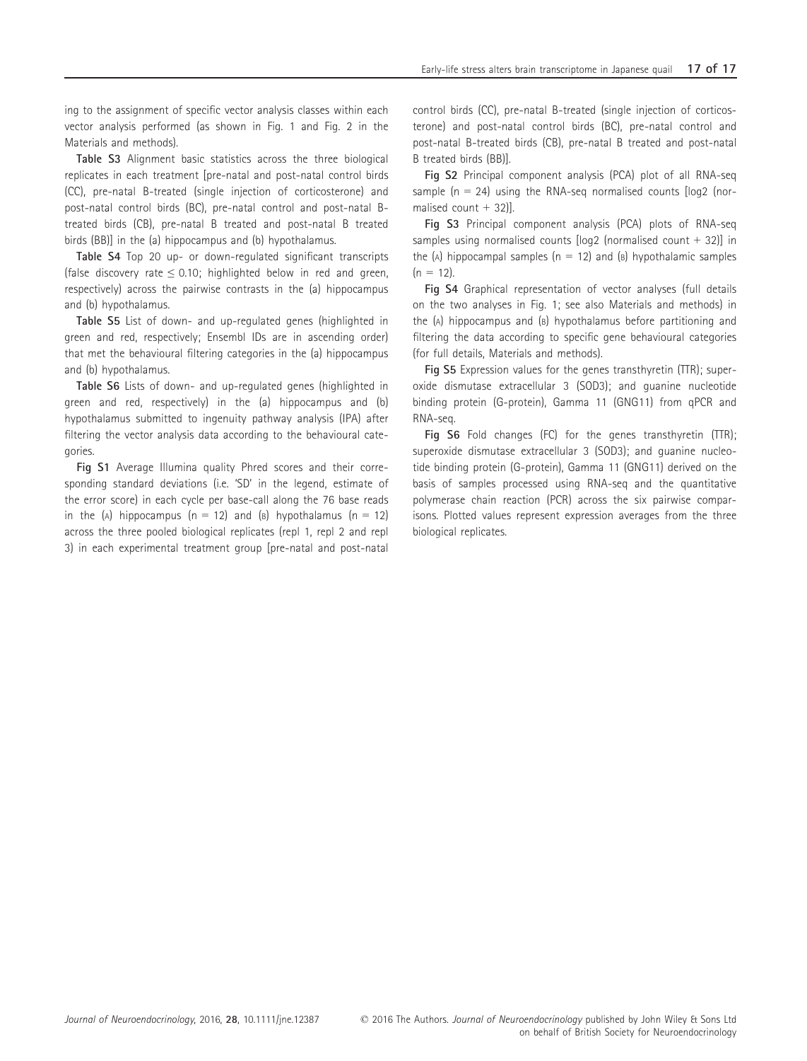ing to the assignment of specific vector analysis classes within each vector analysis performed (as shown in Fig. 1 and Fig. 2 in the Materials and methods).

**Table S3** Alignment basic statistics across the three biological replicates in each treatment [pre-natal and post-natal control birds (CC), pre-natal B-treated (single injection of corticosterone) and post-natal control birds (BC), pre-natal control and post-natal B-treated birds (CB), pre-natal B treated and post-natal B treated birds (BB)] in the (a) hippocampus and (b) hypothalamus.

**Table S4** Top 20 up- or down-regulated significant transcripts (false discovery rate ≤ 0.10; highlighted below in red and green, respectively) across the pairwise contrasts in the (a) hippocampus and (b) hypothalamus.

**Table S5** List of down- and up-regulated genes (highlighted in green and red, respectively; Ensembl IDs are in ascending order) that met the behavioural filtering categories in the (a) hippocampus and (b) hypothalamus.

**Table S6** Lists of down- and up-regulated genes (highlighted in green and red, respectively) in the (a) hippocampus and (b) hypothalamus submitted to ingenuity pathway analysis (IPA) after filtering the vector analysis data according to the behavioural categories.

**Fig S1** Average Illumina quality Phred scores and their corresponding standard deviations (i.e. 'SD' in the legend, estimate of the error score) in each cycle per base-call along the 76 base reads in the (A) hippocampus (n = 12) and (B) hypothalamus (n = 12) across the three pooled biological replicates (repl 1, repl 2 and repl 3) in each experimental treatment group [pre-natal and post-natal control birds (CC), pre-natal B-treated (single injection of corticosterone) and post-natal control birds (BC), pre-natal control and post-natal B-treated birds (CB), pre-natal B treated and post-natal B treated birds (BB)].

**Fig S2** Principal component analysis (PCA) plot of all RNA-seq sample (n = 24) using the RNA-seq normalised counts [log2 (normalised count + 32)].

**Fig S3** Principal component analysis (PCA) plots of RNA-seq samples using normalised counts [log2 (normalised count + 32)] in the (A) hippocampal samples (n = 12) and (B) hypothalamic samples (n = 12).

**Fig S4** Graphical representation of vector analyses (full details on the two analyses in Fig. 1; see also Materials and methods) in the (A) hippocampus and (B) hypothalamus before partitioning and filtering the data according to specific gene behavioural categories (for full details, Materials and methods).

**Fig S5** Expression values for the genes transthyretin (TTR); superoxide dismutase extracellular 3 (SOD3); and guanine nucleotide binding protein (G-protein), Gamma 11 (GNG11) from qPCR and RNA-seq.

**Fig S6** Fold changes (FC) for the genes transthyretin (TTR); superoxide dismutase extracellular 3 (SOD3); and guanine nucleotide binding protein (G-protein), Gamma 11 (GNG11) derived on the basis of samples processed using RNA-seq and the quantitative polymerase chain reaction (PCR) across the six pairwise comparisons. Plotted values represent expression averages from the three biological replicates.